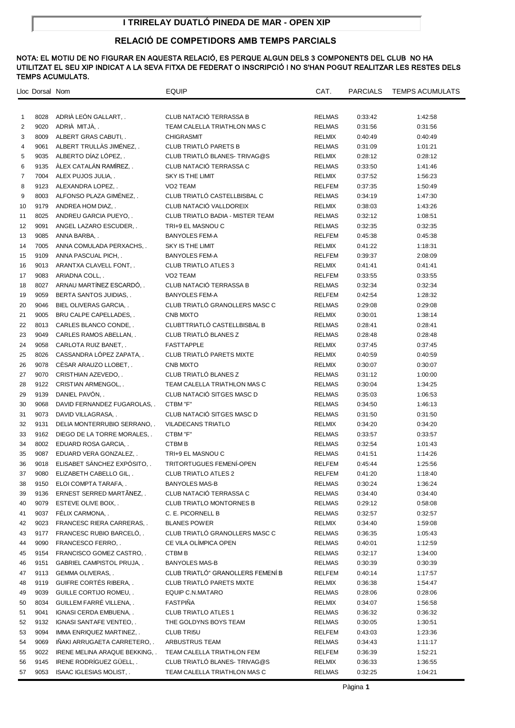# I TRIRELAY DUATLÓ PINEDA DE MAR - OPEN XIP

## RELACIÓ DE COMPETIDORS AMB TEMPS PARCIALS

**NOTA: EL MOTIU DE NO FIGURAR EN AQUESTA RELACIÓ, ES PERQUE ALGUN DELS 3 COMPONENTS DEL CLUB NO HA UTILITZAT EL SEU XIP INDICAT A LA SEVA FITXA DE FEDERAT O INSCRIPCIÓ I NO S'HAN POGUT REALITZAR LES RESTES DELS TEMPS ACUMULATS.**

| Lloc | Dorsal | Nom | EQUIP | CAT. | PARCIALS | TEMPS ACUMULATS |
|---|---|---|---|---|---|---|
| 1 | 8028 | ADRIÀ LEÓN GALLART, . | CLUB NATACIÓ TERRASSA B | RELMAS | 0:33:42 | 1:42:58 |
| 2 | 9020 | ADRIÀ MITJÀ, . | TEAM CALELLA TRIATHLON MAS C | RELMAS | 0:31:56 | 0:31:56 |
| 3 | 8009 | ALBERT GRAS CABUTI, . | CHIGRASMIT | RELMIX | 0:40:49 | 0:40:49 |
| 4 | 9061 | ALBERT TRULLÀS JIMÉNEZ, . | CLUB TRIATLÓ PARETS B | RELMAS | 0:31:09 | 1:01:21 |
| 5 | 9035 | ALBERTO DÍAZ LÓPEZ, . | CLUB TRIATLÓ BLANES- TRIVAG@S | RELMIX | 0:28:12 | 0:28:12 |
| 6 | 9135 | ÀLEX CATALÁN RAMÍREZ, . | CLUB NATACIÓ TERRASSA C | RELMAS | 0:33:50 | 1:41:46 |
| 7 | 7004 | ALEX PUJOS JULIA, . | SKY IS THE LIMIT | RELMIX | 0:37:52 | 1:56:23 |
| 8 | 9123 | ALEXANDRA LOPEZ, . | VO2 TEAM | RELFEM | 0:37:35 | 1:50:49 |
| 9 | 8003 | ALFONSO PLAZA GIMÉNEZ, . | CLUB TRIATLÓ CASTELLBISBAL C | RELMAS | 0:34:19 | 1:47:30 |
| 10 | 9179 | ANDREA HOM DIAZ, . | CLUB NATACIÓ VALLDOREIX | RELMIX | 0:38:03 | 1:43:26 |
| 11 | 8025 | ANDREU GARCIA PUEYO, . | CLUB TRIATLO BADIA - MISTER TEAM | RELMAS | 0:32:12 | 1:08:51 |
| 12 | 9091 | ANGEL LAZARO ESCUDER, . | TRI+9 EL MASNOU C | RELMAS | 0:32:35 | 0:32:35 |
| 13 | 9085 | ANNA BARBA, . | BANYOLES FEM-A | RELFEM | 0:45:38 | 0:45:38 |
| 14 | 7005 | ANNA COMULADA PERXACHS, . | SKY IS THE LIMIT | RELMIX | 0:41:22 | 1:18:31 |
| 15 | 9109 | ANNA PASCUAL PICH, . | BANYOLES FEM-A | RELFEM | 0:39:37 | 2:08:09 |
| 16 | 9013 | ARANTXA CLAVELL FONT, . | CLUB TRIATLO ATLES 3 | RELMIX | 0:41:41 | 0:41:41 |
| 17 | 9083 | ARIADNA COLL, . | VO2 TEAM | RELFEM | 0:33:55 | 0:33:55 |
| 18 | 8027 | ARNAU MARTÍNEZ ESCARDÓ, . | CLUB NATACIÓ TERRASSA B | RELMAS | 0:32:34 | 0:32:34 |
| 19 | 9059 | BERTA SANTOS JUIDIAS, . | BANYOLES FEM-A | RELFEM | 0:42:54 | 1:28:32 |
| 20 | 9046 | BIEL OLIVERAS GARCIA, . | CLUB TRIATLÓ GRANOLLERS MASC C | RELMAS | 0:29:08 | 0:29:08 |
| 21 | 9005 | BRU CALPE CAPELLADES, . | CNB MIXTO | RELMIX | 0:30:01 | 1:38:14 |
| 22 | 8013 | CARLES BLANCO CONDE, . | CLUBTTRIATLÓ CASTELLBISBAL B | RELMAS | 0:28:41 | 0:28:41 |
| 23 | 9049 | CARLES RAMOS ABELLAN, . | CLUB TRIATLÓ BLANES Z | RELMAS | 0:28:48 | 0:28:48 |
| 24 | 9058 | CARLOTA RUIZ BANET, . | FASTTAPPLE | RELMIX | 0:37:45 | 0:37:45 |
| 25 | 8026 | CASSANDRA LÓPEZ ZAPATA, . | CLUB TRIATLÓ PARETS MIXTE | RELMIX | 0:40:59 | 0:40:59 |
| 26 | 9078 | CÈSAR ARAUZO LLOBET, . | CNB MIXTO | RELMIX | 0:30:07 | 0:30:07 |
| 27 | 9070 | CRISTHIAN AZEVEDO, . | CLUB TRIATLÓ BLANES Z | RELMAS | 0:31:12 | 1:00:00 |
| 28 | 9122 | CRISTIAN ARMENGOL, . | TEAM CALELLA TRIATHLON MAS C | RELMAS | 0:30:04 | 1:34:25 |
| 29 | 9139 | DANIEL PAVÓN, . | CLUB NATACIÓ SITGES MASC D | RELMAS | 0:35:03 | 1:06:53 |
| 30 | 9068 | DAVID FERNANDEZ FUGAROLAS, . | CTBM "F" | RELMAS | 0:34:50 | 1:46:13 |
| 31 | 9073 | DAVID VILLAGRASA, . | CLUB NATACIÓ SITGES MASC D | RELMAS | 0:31:50 | 0:31:50 |
| 32 | 9131 | DELIA MONTERRUBIO SERRANO, . | VILADECANS TRIATLO | RELMIX | 0:34:20 | 0:34:20 |
| 33 | 9162 | DIEGO DE LA TORRE MORALES, . | CTBM "F" | RELMAS | 0:33:57 | 0:33:57 |
| 34 | 8002 | EDUARD ROSA GARCIA, . | CTBM B | RELMAS | 0:32:54 | 1:01:43 |
| 35 | 9087 | EDUARD VERA GONZALEZ, . | TRI+9 EL MASNOU C | RELMAS | 0:41:51 | 1:14:26 |
| 36 | 9018 | ELISABET SÁNCHEZ EXPÓSITO, . | TRITORTUGUES FEMENÍ-OPEN | RELFEM | 0:45:44 | 1:25:56 |
| 37 | 9080 | ELIZABETH CABELLO GIL, . | CLUB TRIATLO ATLES 2 | RELFEM | 0:41:20 | 1:18:40 |
| 38 | 9150 | ELOI COMPTA TARAFA, . | BANYOLES MAS-B | RELMAS | 0:30:24 | 1:36:24 |
| 39 | 9136 | ERNEST SERRED MARTÃNEZ, . | CLUB NATACIÓ TERRASSA C | RELMAS | 0:34:40 | 0:34:40 |
| 40 | 9079 | ESTEVE OLIVE BOIX, . | CLUB TRIATLO MONTORNES B | RELMAS | 0:29:12 | 0:58:08 |
| 41 | 9037 | FÉLIX CARMONA, . | C. E. PICORNELL B | RELMAS | 0:32:57 | 0:32:57 |
| 42 | 9023 | FRANCESC RIERA CARRERAS, . | BLANES POWER | RELMIX | 0:34:40 | 1:59:08 |
| 43 | 9177 | FRANCESC RUBIO BARCELÓ, . | CLUB TRIATLÓ GRANOLLERS MASC C | RELMAS | 0:36:35 | 1:05:43 |
| 44 | 9090 | FRANCESCO FERRO, . | CE VILA OLÍMPICA OPEN | RELMAS | 0:40:01 | 1:12:59 |
| 45 | 9154 | FRANCISCO GOMEZ CASTRO, . | CTBM B | RELMAS | 0:32:17 | 1:34:00 |
| 46 | 9151 | GABRIEL CAMPISTOL PRUJA, . | BANYOLES MAS-B | RELMAS | 0:30:39 | 0:30:39 |
| 47 | 9113 | GEMMA OLIVERAS, . | CLUB TRIATLÓ" GRANOLLERS FEMENÍ B | RELFEM | 0:40:14 | 1:17:57 |
| 48 | 9119 | GUIFRE CORTÉS RIBERA, . | CLUB TRIATLÓ PARETS MIXTE | RELMIX | 0:36:38 | 1:54:47 |
| 49 | 9039 | GUILLE CORTIJO ROMEU, . | EQUIP C.N.MATARO | RELMAS | 0:28:06 | 0:28:06 |
| 50 | 8034 | GUILLEM FARRÉ VILLENA, . | FASTPIÑA | RELMIX | 0:34:07 | 1:56:58 |
| 51 | 9041 | IGNASI CERDA EMBUENA, . | CLUB TRIATLO ATLES 1 | RELMAS | 0:36:32 | 0:36:32 |
| 52 | 9132 | IGNASI SANTAFE VENTEO, . | THE GOLDYNS BOYS TEAM | RELMAS | 0:30:05 | 1:30:51 |
| 53 | 9094 | IMMA ENRIQUEZ MARTINEZ, . | CLUB TRI5U | RELFEM | 0:43:03 | 1:23:36 |
| 54 | 9069 | IÑAKI ARRUGAETA CARRETERO, . | ARBUSTRUS TEAM | RELMAS | 0:34:43 | 1:11:17 |
| 55 | 9022 | IRENE MELINA ARAQUE BEKKING, . | TEAM CALELLA TRIATHLON FEM | RELFEM | 0:36:39 | 1:52:21 |
| 56 | 9145 | IRENE RODRÍGUEZ GÜELL, . | CLUB TRIATLÓ BLANES- TRIVAG@S | RELMIX | 0:36:33 | 1:36:55 |
| 57 | 9053 | ISAAC IGLESIAS MOLIST, . | TEAM CALELLA TRIATHLON MAS C | RELMAS | 0:32:25 | 1:04:21 |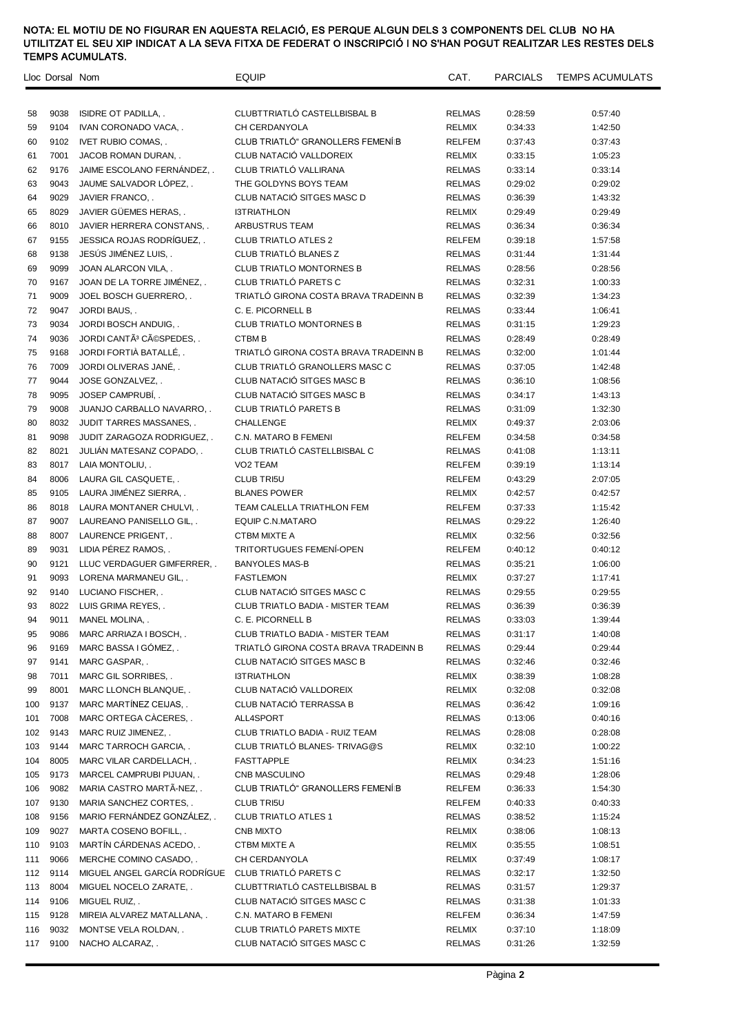NOTA: EL MOTIU DE NO FIGURAR EN AQUESTA RELACIÓ, ES PERQUE ALGUN DELS 3 COMPONENTS DEL CLUB NO HA UTILITZAT EL SEU XIP INDICAT A LA SEVA FITXA DE FEDERAT O INSCRIPCIÓ I NO S'HAN POGUT REALITZAR LES RESTES DELS TEMPS ACUMULATS.

| Lloc | Dorsal | Nom | EQUIP | CAT. | PARCIALS | TEMPS ACUMULATS |
|---|---|---|---|---|---|---|
| 58 | 9038 | ISIDRE OT PADILLA, . | CLUBTTRIATLÓ CASTELLBISBAL B | RELMAS | 0:28:59 | 0:57:40 |
| 59 | 9104 | IVAN CORONADO VACA, . | CH CERDANYOLA | RELMIX | 0:34:33 | 1:42:50 |
| 60 | 9102 | IVET RUBIO COMAS, . | CLUB TRIATLÓ" GRANOLLERS FEMENÍ B | RELFEM | 0:37:43 | 0:37:43 |
| 61 | 7001 | JACOB ROMAN DURAN, . | CLUB NATACIÓ VALLDOREIX | RELMIX | 0:33:15 | 1:05:23 |
| 62 | 9176 | JAIME ESCOLANO FERNÁNDEZ, . | CLUB TRIATLÓ VALLIRANA | RELMAS | 0:33:14 | 0:33:14 |
| 63 | 9043 | JAUME SALVADOR LÓPEZ, . | THE GOLDYNS BOYS TEAM | RELMAS | 0:29:02 | 0:29:02 |
| 64 | 9029 | JAVIER FRANCO, . | CLUB NATACIÓ SITGES MASC D | RELMAS | 0:36:39 | 1:43:32 |
| 65 | 8029 | JAVIER GÜEMES HERAS, . | I3TRIATHLON | RELMIX | 0:29:49 | 0:29:49 |
| 66 | 8010 | JAVIER HERRERA CONSTANS, . | ARBUSTRUS TEAM | RELMAS | 0:36:34 | 0:36:34 |
| 67 | 9155 | JESSICA ROJAS RODRÍGUEZ, . | CLUB TRIATLO ATLES 2 | RELFEM | 0:39:18 | 1:57:58 |
| 68 | 9138 | JESÚS JIMÉNEZ LUIS, . | CLUB TRIATLÓ BLANES Z | RELMAS | 0:31:44 | 1:31:44 |
| 69 | 9099 | JOAN ALARCON VILA, . | CLUB TRIATLO MONTORNES B | RELMAS | 0:28:56 | 0:28:56 |
| 70 | 9167 | JOAN DE LA TORRE JIMÉNEZ, . | CLUB TRIATLÓ PARETS C | RELMAS | 0:32:31 | 1:00:33 |
| 71 | 9009 | JOEL BOSCH GUERRERO, . | TRIATLÓ GIRONA COSTA BRAVA TRADEINN B | RELMAS | 0:32:39 | 1:34:23 |
| 72 | 9047 | JORDI BAUS, . | C. E. PICORNELL B | RELMAS | 0:33:44 | 1:06:41 |
| 73 | 9034 | JORDI BOSCH ANDUIG, . | CLUB TRIATLO MONTORNES B | RELMAS | 0:31:15 | 1:29:23 |
| 74 | 9036 | JORDI CANTÃ³ CÃ©SPEDES, . | CTBM B | RELMAS | 0:28:49 | 0:28:49 |
| 75 | 9168 | JORDI FORTIÀ BATALLÉ, . | TRIATLÓ GIRONA COSTA BRAVA TRADEINN B | RELMAS | 0:32:00 | 1:01:44 |
| 76 | 7009 | JORDI OLIVERAS JANÉ, . | CLUB TRIATLÓ GRANOLLERS MASC C | RELMAS | 0:37:05 | 1:42:48 |
| 77 | 9044 | JOSE GONZALVEZ, . | CLUB NATACIÓ SITGES MASC B | RELMAS | 0:36:10 | 1:08:56 |
| 78 | 9095 | JOSEP CAMPRUBÍ, . | CLUB NATACIÓ SITGES MASC B | RELMAS | 0:34:17 | 1:43:13 |
| 79 | 9008 | JUANJO CARBALLO NAVARRO, . | CLUB TRIATLÓ PARETS B | RELMAS | 0:31:09 | 1:32:30 |
| 80 | 8032 | JUDIT TARRES MASSANES, . | CHALLENGE | RELMIX | 0:49:37 | 2:03:06 |
| 81 | 9098 | JUDIT ZARAGOZA RODRIGUEZ, . | C.N. MATARO B FEMENI | RELFEM | 0:34:58 | 0:34:58 |
| 82 | 8021 | JULIÁN MATESANZ COPADO, . | CLUB TRIATLÓ CASTELLBISBAL C | RELMAS | 0:41:08 | 1:13:11 |
| 83 | 8017 | LAIA MONTOLIU, . | VO2 TEAM | RELFEM | 0:39:19 | 1:13:14 |
| 84 | 8006 | LAURA GIL CASQUETE, . | CLUB TRI5U | RELFEM | 0:43:29 | 2:07:05 |
| 85 | 9105 | LAURA JIMÉNEZ SIERRA, . | BLANES POWER | RELMIX | 0:42:57 | 0:42:57 |
| 86 | 8018 | LAURA MONTANER CHULVI, . | TEAM CALELLA TRIATHLON FEM | RELFEM | 0:37:33 | 1:15:42 |
| 87 | 9007 | LAUREANO PANISELLO GIL, . | EQUIP C.N.MATARO | RELMAS | 0:29:22 | 1:26:40 |
| 88 | 8007 | LAURENCE PRIGENT, . | CTBM MIXTE A | RELMIX | 0:32:56 | 0:32:56 |
| 89 | 9031 | LIDIA PÉREZ RAMOS, . | TRITORTUGUES FEMENÍ-OPEN | RELFEM | 0:40:12 | 0:40:12 |
| 90 | 9121 | LLUC VERDAGUER GIMFERRER, . | BANYOLES MAS-B | RELMAS | 0:35:21 | 1:06:00 |
| 91 | 9093 | LORENA MARMANEU GIL, . | FASTLEMON | RELMIX | 0:37:27 | 1:17:41 |
| 92 | 9140 | LUCIANO FISCHER, . | CLUB NATACIÓ SITGES MASC C | RELMAS | 0:29:55 | 0:29:55 |
| 93 | 8022 | LUIS GRIMA REYES, . | CLUB TRIATLO BADIA - MISTER TEAM | RELMAS | 0:36:39 | 0:36:39 |
| 94 | 9011 | MANEL MOLINA, . | C. E. PICORNELL B | RELMAS | 0:33:03 | 1:39:44 |
| 95 | 9086 | MARC ARRIAZA I BOSCH, . | CLUB TRIATLO BADIA - MISTER TEAM | RELMAS | 0:31:17 | 1:40:08 |
| 96 | 9169 | MARC BASSA I GÓMEZ, . | TRIATLÓ GIRONA COSTA BRAVA TRADEINN B | RELMAS | 0:29:44 | 0:29:44 |
| 97 | 9141 | MARC GASPAR, . | CLUB NATACIÓ SITGES MASC B | RELMAS | 0:32:46 | 0:32:46 |
| 98 | 7011 | MARC GIL SORRIBES, . | I3TRIATHLON | RELMIX | 0:38:39 | 1:08:28 |
| 99 | 8001 | MARC LLONCH BLANQUE, . | CLUB NATACIÓ VALLDOREIX | RELMIX | 0:32:08 | 0:32:08 |
| 100 | 9137 | MARC MARTÍNEZ CEIJAS, . | CLUB NATACIÓ TERRASSA B | RELMAS | 0:36:42 | 1:09:16 |
| 101 | 7008 | MARC ORTEGA CÀCERES, . | ALL4SPORT | RELMAS | 0:13:06 | 0:40:16 |
| 102 | 9143 | MARC RUIZ JIMENEZ, . | CLUB TRIATLO BADIA - RUIZ TEAM | RELMAS | 0:28:08 | 0:28:08 |
| 103 | 9144 | MARC TARROCH GARCIA, . | CLUB TRIATLÓ BLANES- TRIVAG@S | RELMIX | 0:32:10 | 1:00:22 |
| 104 | 8005 | MARC VILAR CARDELLACH, . | FASTTAPPLE | RELMIX | 0:34:23 | 1:51:16 |
| 105 | 9173 | MARCEL CAMPRUBI PIJUAN, . | CNB MASCULINO | RELMAS | 0:29:48 | 1:28:06 |
| 106 | 9082 | MARIA CASTRO MARTÃ-NEZ, . | CLUB TRIATLÓ" GRANOLLERS FEMENÍ B | RELFEM | 0:36:33 | 1:54:30 |
| 107 | 9130 | MARIA SANCHEZ CORTES, . | CLUB TRI5U | RELFEM | 0:40:33 | 0:40:33 |
| 108 | 9156 | MARIO FERNÁNDEZ GONZÁLEZ, . | CLUB TRIATLO ATLES 1 | RELMAS | 0:38:52 | 1:15:24 |
| 109 | 9027 | MARTA COSENO BOFILL, . | CNB MIXTO | RELMIX | 0:38:06 | 1:08:13 |
| 110 | 9103 | MARTÍN CÁRDENAS ACEDO, . | CTBM MIXTE A | RELMIX | 0:35:55 | 1:08:51 |
| 111 | 9066 | MERCHE COMINO CASADO, . | CH CERDANYOLA | RELMIX | 0:37:49 | 1:08:17 |
| 112 | 9114 | MIGUEL ANGEL GARCÍA RODRÍGUE | CLUB TRIATLÓ PARETS C | RELMAS | 0:32:17 | 1:32:50 |
| 113 | 8004 | MIGUEL NOCELO ZARATE, . | CLUBTTRIATLÓ CASTELLBISBAL B | RELMAS | 0:31:57 | 1:29:37 |
| 114 | 9106 | MIGUEL RUIZ, . | CLUB NATACIÓ SITGES MASC C | RELMAS | 0:31:38 | 1:01:33 |
| 115 | 9128 | MIREIA ALVAREZ MATALLANA, . | C.N. MATARO B FEMENI | RELFEM | 0:36:34 | 1:47:59 |
| 116 | 9032 | MONTSE VELA ROLDAN, . | CLUB TRIATLÓ PARETS MIXTE | RELMIX | 0:37:10 | 1:18:09 |
| 117 | 9100 | NACHO ALCARAZ, . | CLUB NATACIÓ SITGES MASC C | RELMAS | 0:31:26 | 1:32:59 |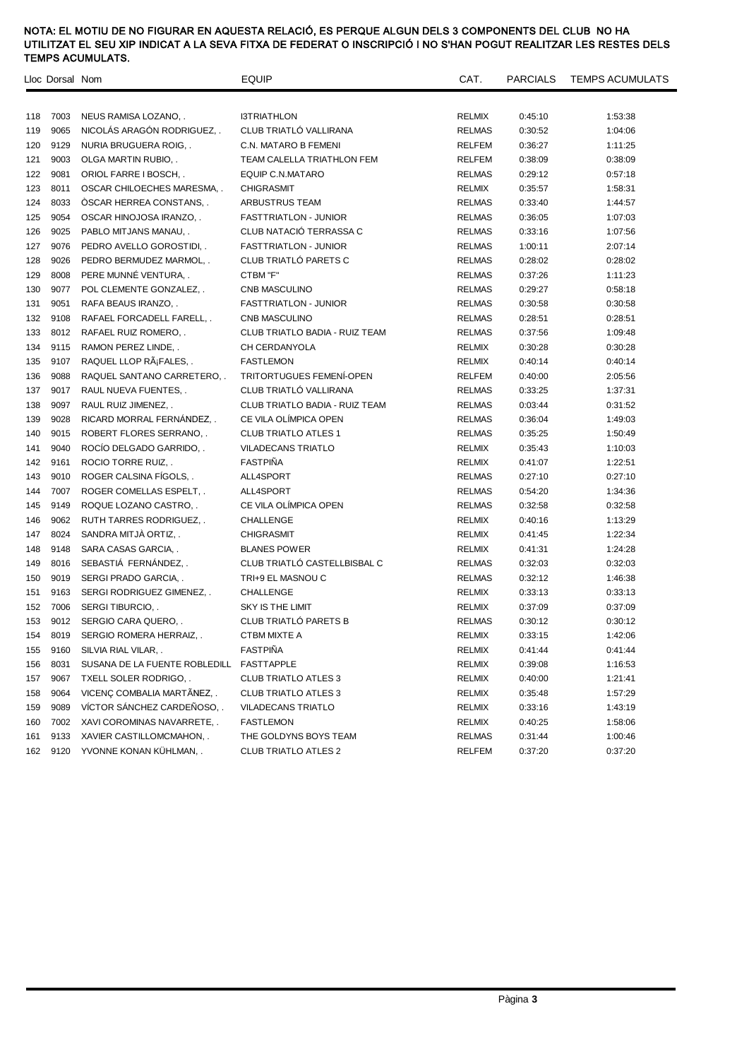NOTA: EL MOTIU DE NO FIGURAR EN AQUESTA RELACIÓ, ES PERQUE ALGUN DELS 3 COMPONENTS DEL CLUB NO HA UTILITZAT EL SEU XIP INDICAT A LA SEVA FITXA DE FEDERAT O INSCRIPCIÓ I NO S'HAN POGUT REALITZAR LES RESTES DELS TEMPS ACUMULATS.

| Lloc | Dorsal | Nom | EQUIP | CAT. | PARCIALS | TEMPS ACUMULATS |
|---|---|---|---|---|---|---|
| 118 | 7003 | NEUS RAMISA LOZANO, . | I3TRIATHLON | RELMIX | 0:45:10 | 1:53:38 |
| 119 | 9065 | NICOLÁS ARAGÓN RODRIGUEZ, . | CLUB TRIATLÓ VALLIRANA | RELMAS | 0:30:52 | 1:04:06 |
| 120 | 9129 | NURIA BRUGUERA ROIG, . | C.N. MATARO B FEMENI | RELFEM | 0:36:27 | 1:11:25 |
| 121 | 9003 | OLGA MARTIN RUBIO, . | TEAM CALELLA TRIATHLON FEM | RELFEM | 0:38:09 | 0:38:09 |
| 122 | 9081 | ORIOL FARRE I BOSCH, . | EQUIP C.N.MATARO | RELMAS | 0:29:12 | 0:57:18 |
| 123 | 8011 | OSCAR CHILOECHES MARESMA, . | CHIGRASMIT | RELMIX | 0:35:57 | 1:58:31 |
| 124 | 8033 | ÒSCAR HERREA CONSTANS, . | ARBUSTRUS TEAM | RELMAS | 0:33:40 | 1:44:57 |
| 125 | 9054 | OSCAR HINOJOSA IRANZO, . | FASTTRIATLON - JUNIOR | RELMAS | 0:36:05 | 1:07:03 |
| 126 | 9025 | PABLO MITJANS MANAU, . | CLUB NATACIÓ TERRASSA C | RELMAS | 0:33:16 | 1:07:56 |
| 127 | 9076 | PEDRO AVELLO GOROSTIDI, . | FASTTRIATLON - JUNIOR | RELMAS | 1:00:11 | 2:07:14 |
| 128 | 9026 | PEDRO BERMUDEZ MARMOL, . | CLUB TRIATLÓ PARETS C | RELMAS | 0:28:02 | 0:28:02 |
| 129 | 8008 | PERE MUNNÉ VENTURA, . | CTBM "F" | RELMAS | 0:37:26 | 1:11:23 |
| 130 | 9077 | POL CLEMENTE GONZALEZ, . | CNB MASCULINO | RELMAS | 0:29:27 | 0:58:18 |
| 131 | 9051 | RAFA BEAUS IRANZO, . | FASTTRIATLON - JUNIOR | RELMAS | 0:30:58 | 0:30:58 |
| 132 | 9108 | RAFAEL FORCADELL FARELL, . | CNB MASCULINO | RELMAS | 0:28:51 | 0:28:51 |
| 133 | 8012 | RAFAEL RUIZ ROMERO, . | CLUB TRIATLO BADIA - RUIZ TEAM | RELMAS | 0:37:56 | 1:09:48 |
| 134 | 9115 | RAMON PEREZ LINDE, . | CH CERDANYOLA | RELMIX | 0:30:28 | 0:30:28 |
| 135 | 9107 | RAQUEL LLOP RÃ¡FALES, . | FASTLEMON | RELMIX | 0:40:14 | 0:40:14 |
| 136 | 9088 | RAQUEL SANTANO CARRETERO, . | TRITORTUGUES FEMENÍ-OPEN | RELFEM | 0:40:00 | 2:05:56 |
| 137 | 9017 | RAUL NUEVA FUENTES, . | CLUB TRIATLÓ VALLIRANA | RELMAS | 0:33:25 | 1:37:31 |
| 138 | 9097 | RAUL RUIZ JIMENEZ, . | CLUB TRIATLO BADIA - RUIZ TEAM | RELMAS | 0:03:44 | 0:31:52 |
| 139 | 9028 | RICARD MORRAL FERNÁNDEZ, . | CE VILA OLÍMPICA OPEN | RELMAS | 0:36:04 | 1:49:03 |
| 140 | 9015 | ROBERT FLORES SERRANO, . | CLUB TRIATLO ATLES 1 | RELMAS | 0:35:25 | 1:50:49 |
| 141 | 9040 | ROCÍO DELGADO GARRIDO, . | VILADECANS TRIATLO | RELMIX | 0:35:43 | 1:10:03 |
| 142 | 9161 | ROCIO TORRE RUIZ, . | FASTPIÑA | RELMIX | 0:41:07 | 1:22:51 |
| 143 | 9010 | ROGER CALSINA FÍGOLS, . | ALL4SPORT | RELMAS | 0:27:10 | 0:27:10 |
| 144 | 7007 | ROGER COMELLAS ESPELT, . | ALL4SPORT | RELMAS | 0:54:20 | 1:34:36 |
| 145 | 9149 | ROQUE LOZANO CASTRO, . | CE VILA OLÍMPICA OPEN | RELMAS | 0:32:58 | 0:32:58 |
| 146 | 9062 | RUTH TARRES RODRIGUEZ, . | CHALLENGE | RELMIX | 0:40:16 | 1:13:29 |
| 147 | 8024 | SANDRA MITJÀ ORTIZ, . | CHIGRASMIT | RELMIX | 0:41:45 | 1:22:34 |
| 148 | 9148 | SARA CASAS GARCIA, . | BLANES POWER | RELMIX | 0:41:31 | 1:24:28 |
| 149 | 8016 | SEBASTIÁ FERNÁNDEZ, . | CLUB TRIATLÓ CASTELLBISBAL C | RELMAS | 0:32:03 | 0:32:03 |
| 150 | 9019 | SERGI PRADO GARCIA, . | TRI+9 EL MASNOU C | RELMAS | 0:32:12 | 1:46:38 |
| 151 | 9163 | SERGI RODRIGUEZ GIMENEZ, . | CHALLENGE | RELMIX | 0:33:13 | 0:33:13 |
| 152 | 7006 | SERGI TIBURCIO, . | SKY IS THE LIMIT | RELMIX | 0:37:09 | 0:37:09 |
| 153 | 9012 | SERGIO CARA QUERO, . | CLUB TRIATLÓ PARETS B | RELMAS | 0:30:12 | 0:30:12 |
| 154 | 8019 | SERGIO ROMERA HERRAIZ, . | CTBM MIXTE A | RELMIX | 0:33:15 | 1:42:06 |
| 155 | 9160 | SILVIA RIAL VILAR, . | FASTPIÑA | RELMIX | 0:41:44 | 0:41:44 |
| 156 | 8031 | SUSANA DE LA FUENTE ROBLEDILL | FASTTAPPLE | RELMIX | 0:39:08 | 1:16:53 |
| 157 | 9067 | TXELL SOLER RODRIGO, . | CLUB TRIATLO ATLES 3 | RELMIX | 0:40:00 | 1:21:41 |
| 158 | 9064 | VICENÇ COMBALIA MARTÃNEZ, . | CLUB TRIATLO ATLES 3 | RELMIX | 0:35:48 | 1:57:29 |
| 159 | 9089 | VÍCTOR SÁNCHEZ CARDEÑOSO, . | VILADECANS TRIATLO | RELMIX | 0:33:16 | 1:43:19 |
| 160 | 7002 | XAVI COROMINAS NAVARRETE, . | FASTLEMON | RELMIX | 0:40:25 | 1:58:06 |
| 161 | 9133 | XAVIER CASTILLOMCMAHON, . | THE GOLDYNS BOYS TEAM | RELMAS | 0:31:44 | 1:00:46 |
| 162 | 9120 | YVONNE KONAN KÜHLMAN, . | CLUB TRIATLO ATLES 2 | RELFEM | 0:37:20 | 0:37:20 |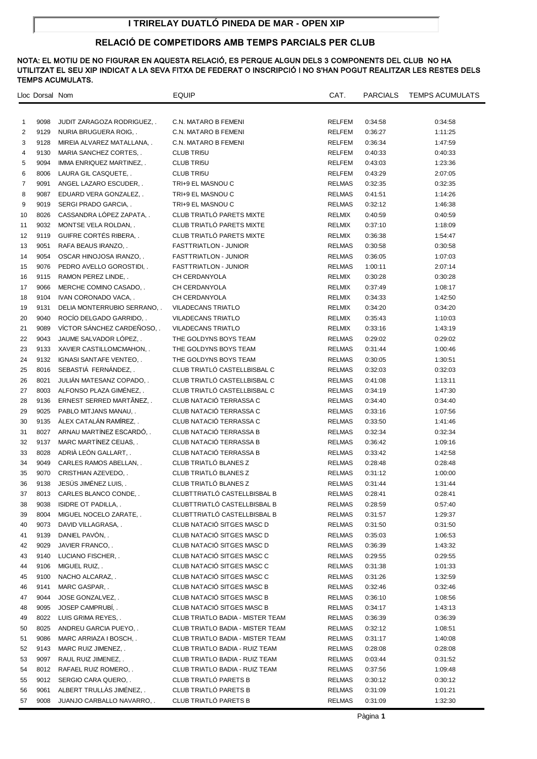# I TRIRELAY DUATLÓ PINEDA DE MAR - OPEN XIP

## RELACIÓ DE COMPETIDORS AMB TEMPS PARCIALS PER CLUB

**NOTA: EL MOTIU DE NO FIGURAR EN AQUESTA RELACIÓ, ES PERQUE ALGUN DELS 3 COMPONENTS DEL CLUB NO HA UTILITZAT EL SEU XIP INDICAT A LA SEVA FITXA DE FEDERAT O INSCRIPCIÓ I NO S'HAN POGUT REALITZAR LES RESTES DELS TEMPS ACUMULATS.**

| Lloc | Dorsal | Nom | EQUIP | CAT. | PARCIALS | TEMPS ACUMULATS |
|---|---|---|---|---|---|---|
| 1 | 9098 | JUDIT ZARAGOZA RODRIGUEZ, . | C.N. MATARO B FEMENI | RELFEM | 0:34:58 | 0:34:58 |
| 2 | 9129 | NURIA BRUGUERA ROIG, . | C.N. MATARO B FEMENI | RELFEM | 0:36:27 | 1:11:25 |
| 3 | 9128 | MIREIA ALVAREZ MATALLANA, . | C.N. MATARO B FEMENI | RELFEM | 0:36:34 | 1:47:59 |
| 4 | 9130 | MARIA SANCHEZ CORTES, . | CLUB TRI5U | RELFEM | 0:40:33 | 0:40:33 |
| 5 | 9094 | IMMA ENRIQUEZ MARTINEZ, . | CLUB TRI5U | RELFEM | 0:43:03 | 1:23:36 |
| 6 | 8006 | LAURA GIL CASQUETE, . | CLUB TRI5U | RELFEM | 0:43:29 | 2:07:05 |
| 7 | 9091 | ANGEL LAZARO ESCUDER, . | TRI+9 EL MASNOU C | RELMAS | 0:32:35 | 0:32:35 |
| 8 | 9087 | EDUARD VERA GONZALEZ, . | TRI+9 EL MASNOU C | RELMAS | 0:41:51 | 1:14:26 |
| 9 | 9019 | SERGI PRADO GARCIA, . | TRI+9 EL MASNOU C | RELMAS | 0:32:12 | 1:46:38 |
| 10 | 8026 | CASSANDRA LÓPEZ ZAPATA, . | CLUB TRIATLÓ PARETS MIXTE | RELMIX | 0:40:59 | 0:40:59 |
| 11 | 9032 | MONTSE VELA ROLDAN, . | CLUB TRIATLÓ PARETS MIXTE | RELMIX | 0:37:10 | 1:18:09 |
| 12 | 9119 | GUIFRE CORTÉS RIBERA, . | CLUB TRIATLÓ PARETS MIXTE | RELMIX | 0:36:38 | 1:54:47 |
| 13 | 9051 | RAFA BEAUS IRANZO, . | FASTTRIATLON - JUNIOR | RELMAS | 0:30:58 | 0:30:58 |
| 14 | 9054 | OSCAR HINOJOSA IRANZO, . | FASTTRIATLON - JUNIOR | RELMAS | 0:36:05 | 1:07:03 |
| 15 | 9076 | PEDRO AVELLO GOROSTIDI, . | FASTTRIATLON - JUNIOR | RELMAS | 1:00:11 | 2:07:14 |
| 16 | 9115 | RAMON PEREZ LINDE, . | CH CERDANYOLA | RELMIX | 0:30:28 | 0:30:28 |
| 17 | 9066 | MERCHE COMINO CASADO, . | CH CERDANYOLA | RELMIX | 0:37:49 | 1:08:17 |
| 18 | 9104 | IVAN CORONADO VACA, . | CH CERDANYOLA | RELMIX | 0:34:33 | 1:42:50 |
| 19 | 9131 | DELIA MONTERRUBIO SERRANO, . | VILADECANS TRIATLO | RELMIX | 0:34:20 | 0:34:20 |
| 20 | 9040 | ROCÍO DELGADO GARRIDO, . | VILADECANS TRIATLO | RELMIX | 0:35:43 | 1:10:03 |
| 21 | 9089 | VÍCTOR SÁNCHEZ CARDEÑOSO, . | VILADECANS TRIATLO | RELMIX | 0:33:16 | 1:43:19 |
| 22 | 9043 | JAUME SALVADOR LÓPEZ, . | THE GOLDYNS BOYS TEAM | RELMAS | 0:29:02 | 0:29:02 |
| 23 | 9133 | XAVIER CASTILLOMCMAHON, . | THE GOLDYNS BOYS TEAM | RELMAS | 0:31:44 | 1:00:46 |
| 24 | 9132 | IGNASI SANTAFE VENTEO, . | THE GOLDYNS BOYS TEAM | RELMAS | 0:30:05 | 1:30:51 |
| 25 | 8016 | SEBASTIÁ FERNÁNDEZ, . | CLUB TRIATLÓ CASTELLBISBAL C | RELMAS | 0:32:03 | 0:32:03 |
| 26 | 8021 | JULIÁN MATESANZ COPADO, . | CLUB TRIATLÓ CASTELLBISBAL C | RELMAS | 0:41:08 | 1:13:11 |
| 27 | 8003 | ALFONSO PLAZA GIMÉNEZ, . | CLUB TRIATLÓ CASTELLBISBAL C | RELMAS | 0:34:19 | 1:47:30 |
| 28 | 9136 | ERNEST SERRED MARTÃNEZ, . | CLUB NATACIÓ TERRASSA C | RELMAS | 0:34:40 | 0:34:40 |
| 29 | 9025 | PABLO MITJANS MANAU, . | CLUB NATACIÓ TERRASSA C | RELMAS | 0:33:16 | 1:07:56 |
| 30 | 9135 | ÀLEX CATALÁN RAMÍREZ, . | CLUB NATACIÓ TERRASSA C | RELMAS | 0:33:50 | 1:41:46 |
| 31 | 8027 | ARNAU MARTÍNEZ ESCARDÓ, . | CLUB NATACIÓ TERRASSA B | RELMAS | 0:32:34 | 0:32:34 |
| 32 | 9137 | MARC MARTÍNEZ CEIJAS, . | CLUB NATACIÓ TERRASSA B | RELMAS | 0:36:42 | 1:09:16 |
| 33 | 8028 | ADRIÀ LEÓN GALLART, . | CLUB NATACIÓ TERRASSA B | RELMAS | 0:33:42 | 1:42:58 |
| 34 | 9049 | CARLES RAMOS ABELLAN, . | CLUB TRIATLÓ BLANES Z | RELMAS | 0:28:48 | 0:28:48 |
| 35 | 9070 | CRISTHIAN AZEVEDO, . | CLUB TRIATLÓ BLANES Z | RELMAS | 0:31:12 | 1:00:00 |
| 36 | 9138 | JESÚS JIMÉNEZ LUIS, . | CLUB TRIATLÓ BLANES Z | RELMAS | 0:31:44 | 1:31:44 |
| 37 | 8013 | CARLES BLANCO CONDE, . | CLUBTTRIATLÓ CASTELLBISBAL B | RELMAS | 0:28:41 | 0:28:41 |
| 38 | 9038 | ISIDRE OT PADILLA, . | CLUBTTRIATLÓ CASTELLBISBAL B | RELMAS | 0:28:59 | 0:57:40 |
| 39 | 8004 | MIGUEL NOCELO ZARATE, . | CLUBTTRIATLÓ CASTELLBISBAL B | RELMAS | 0:31:57 | 1:29:37 |
| 40 | 9073 | DAVID VILLAGRASA, . | CLUB NATACIÓ SITGES MASC D | RELMAS | 0:31:50 | 0:31:50 |
| 41 | 9139 | DANIEL PAVÓN, . | CLUB NATACIÓ SITGES MASC D | RELMAS | 0:35:03 | 1:06:53 |
| 42 | 9029 | JAVIER FRANCO, . | CLUB NATACIÓ SITGES MASC D | RELMAS | 0:36:39 | 1:43:32 |
| 43 | 9140 | LUCIANO FISCHER, . | CLUB NATACIÓ SITGES MASC C | RELMAS | 0:29:55 | 0:29:55 |
| 44 | 9106 | MIGUEL RUIZ, . | CLUB NATACIÓ SITGES MASC C | RELMAS | 0:31:38 | 1:01:33 |
| 45 | 9100 | NACHO ALCARAZ, . | CLUB NATACIÓ SITGES MASC C | RELMAS | 0:31:26 | 1:32:59 |
| 46 | 9141 | MARC GASPAR, . | CLUB NATACIÓ SITGES MASC B | RELMAS | 0:32:46 | 0:32:46 |
| 47 | 9044 | JOSE GONZALVEZ, . | CLUB NATACIÓ SITGES MASC B | RELMAS | 0:36:10 | 1:08:56 |
| 48 | 9095 | JOSEP CAMPRUBÍ, . | CLUB NATACIÓ SITGES MASC B | RELMAS | 0:34:17 | 1:43:13 |
| 49 | 8022 | LUIS GRIMA REYES, . | CLUB TRIATLO BADIA - MISTER TEAM | RELMAS | 0:36:39 | 0:36:39 |
| 50 | 8025 | ANDREU GARCIA PUEYO, . | CLUB TRIATLO BADIA - MISTER TEAM | RELMAS | 0:32:12 | 1:08:51 |
| 51 | 9086 | MARC ARRIAZA I BOSCH, . | CLUB TRIATLO BADIA - MISTER TEAM | RELMAS | 0:31:17 | 1:40:08 |
| 52 | 9143 | MARC RUIZ JIMENEZ, . | CLUB TRIATLO BADIA - RUIZ TEAM | RELMAS | 0:28:08 | 0:28:08 |
| 53 | 9097 | RAUL RUIZ JIMENEZ, . | CLUB TRIATLO BADIA - RUIZ TEAM | RELMAS | 0:03:44 | 0:31:52 |
| 54 | 8012 | RAFAEL RUIZ ROMERO, . | CLUB TRIATLO BADIA - RUIZ TEAM | RELMAS | 0:37:56 | 1:09:48 |
| 55 | 9012 | SERGIO CARA QUERO, . | CLUB TRIATLÓ PARETS B | RELMAS | 0:30:12 | 0:30:12 |
| 56 | 9061 | ALBERT TRULLÀS JIMÉNEZ, . | CLUB TRIATLÓ PARETS B | RELMAS | 0:31:09 | 1:01:21 |
| 57 | 9008 | JUANJO CARBALLO NAVARRO, . | CLUB TRIATLÓ PARETS B | RELMAS | 0:31:09 | 1:32:30 |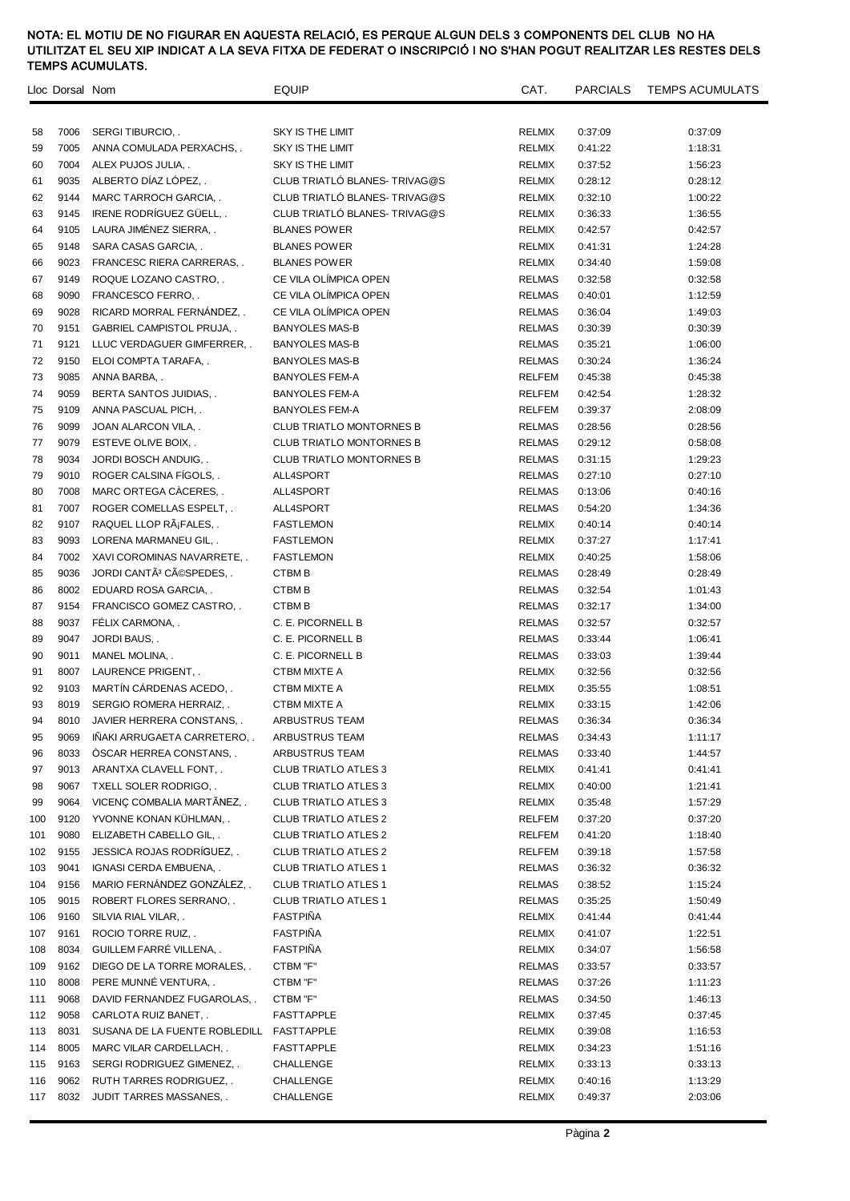NOTA: EL MOTIU DE NO FIGURAR EN AQUESTA RELACIÓ, ES PERQUE ALGUN DELS 3 COMPONENTS DEL CLUB NO HA UTILITZAT EL SEU XIP INDICAT A LA SEVA FITXA DE FEDERAT O INSCRIPCIÓ I NO S'HAN POGUT REALITZAR LES RESTES DELS TEMPS ACUMULATS.

| Lloc | Dorsal | Nom | EQUIP | CAT. | PARCIALS | TEMPS ACUMULATS |
|---|---|---|---|---|---|---|
| 58 | 7006 | SERGI TIBURCIO, . | SKY IS THE LIMIT | RELMIX | 0:37:09 | 0:37:09 |
| 59 | 7005 | ANNA COMULADA PERXACHS, . | SKY IS THE LIMIT | RELMIX | 0:41:22 | 1:18:31 |
| 60 | 7004 | ALEX PUJOS JULIA, . | SKY IS THE LIMIT | RELMIX | 0:37:52 | 1:56:23 |
| 61 | 9035 | ALBERTO DÍAZ LÓPEZ, . | CLUB TRIATLÓ BLANES- TRIVAG@S | RELMIX | 0:28:12 | 0:28:12 |
| 62 | 9144 | MARC TARROCH GARCIA, . | CLUB TRIATLÓ BLANES- TRIVAG@S | RELMIX | 0:32:10 | 1:00:22 |
| 63 | 9145 | IRENE RODRÍGUEZ GÜELL, . | CLUB TRIATLÓ BLANES- TRIVAG@S | RELMIX | 0:36:33 | 1:36:55 |
| 64 | 9105 | LAURA JIMÉNEZ SIERRA, . | BLANES POWER | RELMIX | 0:42:57 | 0:42:57 |
| 65 | 9148 | SARA CASAS GARCIA, . | BLANES POWER | RELMIX | 0:41:31 | 1:24:28 |
| 66 | 9023 | FRANCESC RIERA CARRERAS, . | BLANES POWER | RELMIX | 0:34:40 | 1:59:08 |
| 67 | 9149 | ROQUE LOZANO CASTRO, . | CE VILA OLÍMPICA OPEN | RELMAS | 0:32:58 | 0:32:58 |
| 68 | 9090 | FRANCESCO FERRO, . | CE VILA OLÍMPICA OPEN | RELMAS | 0:40:01 | 1:12:59 |
| 69 | 9028 | RICARD MORRAL FERNÁNDEZ, . | CE VILA OLÍMPICA OPEN | RELMAS | 0:36:04 | 1:49:03 |
| 70 | 9151 | GABRIEL CAMPISTOL PRUJA, . | BANYOLES MAS-B | RELMAS | 0:30:39 | 0:30:39 |
| 71 | 9121 | LLUC VERDAGUER GIMFERRER, . | BANYOLES MAS-B | RELMAS | 0:35:21 | 1:06:00 |
| 72 | 9150 | ELOI COMPTA TARAFA, . | BANYOLES MAS-B | RELMAS | 0:30:24 | 1:36:24 |
| 73 | 9085 | ANNA BARBA, . | BANYOLES FEM-A | RELFEM | 0:45:38 | 0:45:38 |
| 74 | 9059 | BERTA SANTOS JUIDIAS, . | BANYOLES FEM-A | RELFEM | 0:42:54 | 1:28:32 |
| 75 | 9109 | ANNA PASCUAL PICH, . | BANYOLES FEM-A | RELFEM | 0:39:37 | 2:08:09 |
| 76 | 9099 | JOAN ALARCON VILA, . | CLUB TRIATLO MONTORNES B | RELMAS | 0:28:56 | 0:28:56 |
| 77 | 9079 | ESTEVE OLIVE BOIX, . | CLUB TRIATLO MONTORNES B | RELMAS | 0:29:12 | 0:58:08 |
| 78 | 9034 | JORDI BOSCH ANDUIG, . | CLUB TRIATLO MONTORNES B | RELMAS | 0:31:15 | 1:29:23 |
| 79 | 9010 | ROGER CALSINA FÍGOLS, . | ALL4SPORT | RELMAS | 0:27:10 | 0:27:10 |
| 80 | 7008 | MARC ORTEGA CÀCERES, . | ALL4SPORT | RELMAS | 0:13:06 | 0:40:16 |
| 81 | 7007 | ROGER COMELLAS ESPELT, . | ALL4SPORT | RELMAS | 0:54:20 | 1:34:36 |
| 82 | 9107 | RAQUEL LLOP RÃ¡FALES, . | FASTLEMON | RELMIX | 0:40:14 | 0:40:14 |
| 83 | 9093 | LORENA MARMANEU GIL, . | FASTLEMON | RELMIX | 0:37:27 | 1:17:41 |
| 84 | 7002 | XAVI COROMINAS NAVARRETE, . | FASTLEMON | RELMIX | 0:40:25 | 1:58:06 |
| 85 | 9036 | JORDI CANTÃ³ CÃ©SPEDES, . | CTBM B | RELMAS | 0:28:49 | 0:28:49 |
| 86 | 8002 | EDUARD ROSA GARCIA, . | CTBM B | RELMAS | 0:32:54 | 1:01:43 |
| 87 | 9154 | FRANCISCO GOMEZ CASTRO, . | CTBM B | RELMAS | 0:32:17 | 1:34:00 |
| 88 | 9037 | FÉLIX CARMONA, . | C. E. PICORNELL B | RELMAS | 0:32:57 | 0:32:57 |
| 89 | 9047 | JORDI BAUS, . | C. E. PICORNELL B | RELMAS | 0:33:44 | 1:06:41 |
| 90 | 9011 | MANEL MOLINA, . | C. E. PICORNELL B | RELMAS | 0:33:03 | 1:39:44 |
| 91 | 8007 | LAURENCE PRIGENT, . | CTBM MIXTE A | RELMIX | 0:32:56 | 0:32:56 |
| 92 | 9103 | MARTÍN CÁRDENAS ACEDO, . | CTBM MIXTE A | RELMIX | 0:35:55 | 1:08:51 |
| 93 | 8019 | SERGIO ROMERA HERRAIZ, . | CTBM MIXTE A | RELMIX | 0:33:15 | 1:42:06 |
| 94 | 8010 | JAVIER HERRERA CONSTANS, . | ARBUSTRUS TEAM | RELMAS | 0:36:34 | 0:36:34 |
| 95 | 9069 | IÑAKI ARRUGAETA CARRETERO, . | ARBUSTRUS TEAM | RELMAS | 0:34:43 | 1:11:17 |
| 96 | 8033 | ÒSCAR HERREA CONSTANS, . | ARBUSTRUS TEAM | RELMAS | 0:33:40 | 1:44:57 |
| 97 | 9013 | ARANTXA CLAVELL FONT, . | CLUB TRIATLO ATLES 3 | RELMIX | 0:41:41 | 0:41:41 |
| 98 | 9067 | TXELL SOLER RODRIGO, . | CLUB TRIATLO ATLES 3 | RELMIX | 0:40:00 | 1:21:41 |
| 99 | 9064 | VICENÇ COMBALIA MARTÃNEZ, . | CLUB TRIATLO ATLES 3 | RELMIX | 0:35:48 | 1:57:29 |
| 100 | 9120 | YVONNE KONAN KÜHLMAN, . | CLUB TRIATLO ATLES 2 | RELFEM | 0:37:20 | 0:37:20 |
| 101 | 9080 | ELIZABETH CABELLO GIL, . | CLUB TRIATLO ATLES 2 | RELFEM | 0:41:20 | 1:18:40 |
| 102 | 9155 | JESSICA ROJAS RODRÍGUEZ, . | CLUB TRIATLO ATLES 2 | RELFEM | 0:39:18 | 1:57:58 |
| 103 | 9041 | IGNASI CERDA EMBUENA, . | CLUB TRIATLO ATLES 1 | RELMAS | 0:36:32 | 0:36:32 |
| 104 | 9156 | MARIO FERNÁNDEZ GONZÁLEZ, . | CLUB TRIATLO ATLES 1 | RELMAS | 0:38:52 | 1:15:24 |
| 105 | 9015 | ROBERT FLORES SERRANO, . | CLUB TRIATLO ATLES 1 | RELMAS | 0:35:25 | 1:50:49 |
| 106 | 9160 | SILVIA RIAL VILAR, . | FASTPIÑA | RELMIX | 0:41:44 | 0:41:44 |
| 107 | 9161 | ROCIO TORRE RUIZ, . | FASTPIÑA | RELMIX | 0:41:07 | 1:22:51 |
| 108 | 8034 | GUILLEM FARRÉ VILLENA, . | FASTPIÑA | RELMIX | 0:34:07 | 1:56:58 |
| 109 | 9162 | DIEGO DE LA TORRE MORALES, . | CTBM "F" | RELMAS | 0:33:57 | 0:33:57 |
| 110 | 8008 | PERE MUNNÉ VENTURA, . | CTBM "F" | RELMAS | 0:37:26 | 1:11:23 |
| 111 | 9068 | DAVID FERNANDEZ FUGAROLAS, . | CTBM "F" | RELMAS | 0:34:50 | 1:46:13 |
| 112 | 9058 | CARLOTA RUIZ BANET, . | FASTTAPPLE | RELMIX | 0:37:45 | 0:37:45 |
| 113 | 8031 | SUSANA DE LA FUENTE ROBLEDILL | FASTTAPPLE | RELMIX | 0:39:08 | 1:16:53 |
| 114 | 8005 | MARC VILAR CARDELLACH, . | FASTTAPPLE | RELMIX | 0:34:23 | 1:51:16 |
| 115 | 9163 | SERGI RODRIGUEZ GIMENEZ, . | CHALLENGE | RELMIX | 0:33:13 | 0:33:13 |
| 116 | 9062 | RUTH TARRES RODRIGUEZ, . | CHALLENGE | RELMIX | 0:40:16 | 1:13:29 |
| 117 | 8032 | JUDIT TARRES MASSANES, . | CHALLENGE | RELMIX | 0:49:37 | 2:03:06 |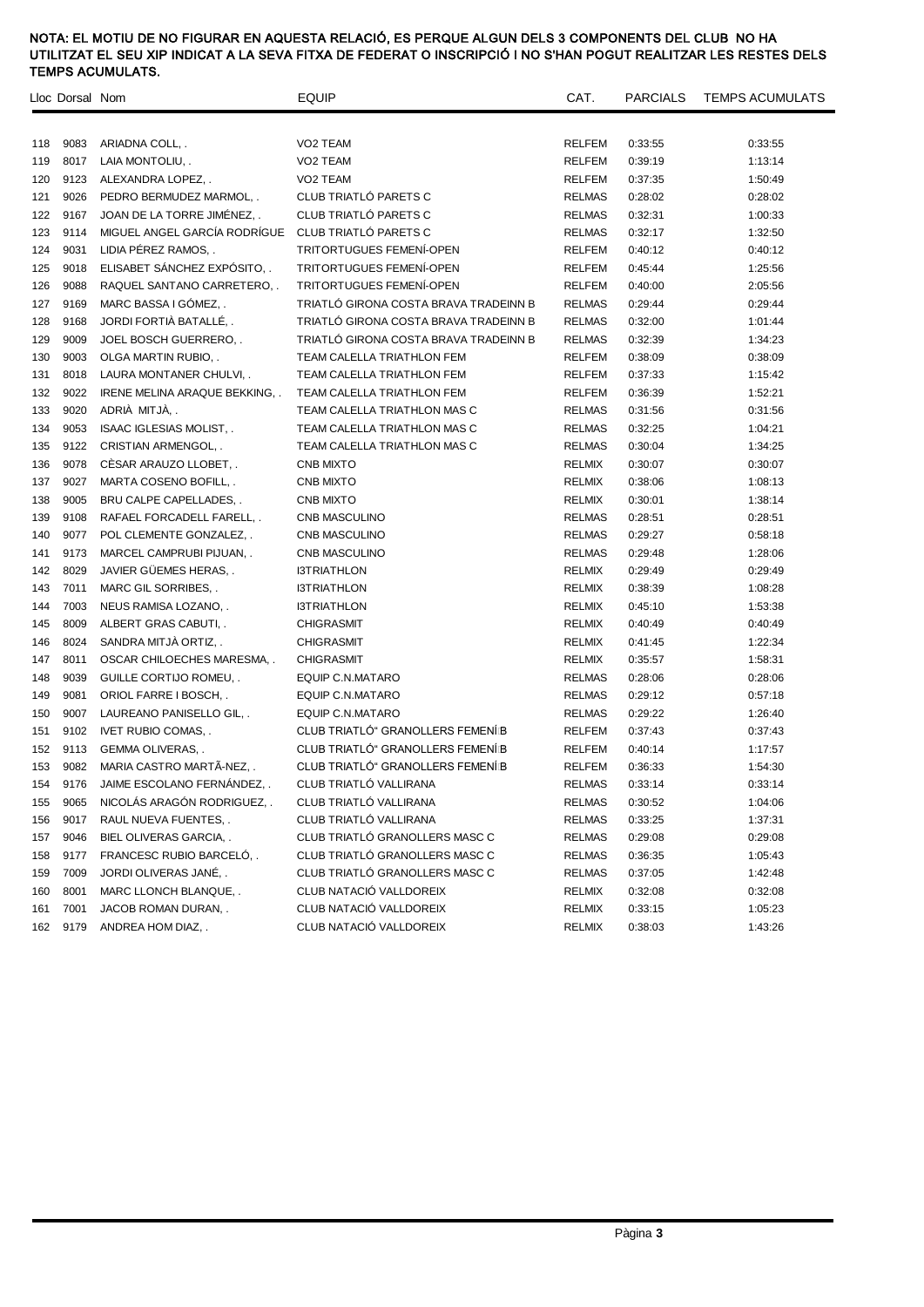NOTA: EL MOTIU DE NO FIGURAR EN AQUESTA RELACIÓ, ES PERQUE ALGUN DELS 3 COMPONENTS DEL CLUB NO HA UTILITZAT EL SEU XIP INDICAT A LA SEVA FITXA DE FEDERAT O INSCRIPCIÓ I NO S'HAN POGUT REALITZAR LES RESTES DELS TEMPS ACUMULATS.

| Lloc | Dorsal | Nom | EQUIP | CAT. | PARCIALS | TEMPS ACUMULATS |
|---|---|---|---|---|---|---|
| 118 | 9083 | ARIADNA COLL, . | VO2 TEAM | RELFEM | 0:33:55 | 0:33:55 |
| 119 | 8017 | LAIA MONTOLIU, . | VO2 TEAM | RELFEM | 0:39:19 | 1:13:14 |
| 120 | 9123 | ALEXANDRA LOPEZ, . | VO2 TEAM | RELFEM | 0:37:35 | 1:50:49 |
| 121 | 9026 | PEDRO BERMUDEZ MARMOL, . | CLUB TRIATLÓ PARETS C | RELMAS | 0:28:02 | 0:28:02 |
| 122 | 9167 | JOAN DE LA TORRE JIMÉNEZ, . | CLUB TRIATLÓ PARETS C | RELMAS | 0:32:31 | 1:00:33 |
| 123 | 9114 | MIGUEL ANGEL GARCÍA RODRÍGUE | CLUB TRIATLÓ PARETS C | RELMAS | 0:32:17 | 1:32:50 |
| 124 | 9031 | LIDIA PÉREZ RAMOS, . | TRITORTUGUES FEMENÍ-OPEN | RELFEM | 0:40:12 | 0:40:12 |
| 125 | 9018 | ELISABET SÁNCHEZ EXPÓSITO, . | TRITORTUGUES FEMENÍ-OPEN | RELFEM | 0:45:44 | 1:25:56 |
| 126 | 9088 | RAQUEL SANTANO CARRETERO, . | TRITORTUGUES FEMENÍ-OPEN | RELFEM | 0:40:00 | 2:05:56 |
| 127 | 9169 | MARC BASSA I GÓMEZ, . | TRIATLÓ GIRONA COSTA BRAVA TRADEINN B | RELMAS | 0:29:44 | 0:29:44 |
| 128 | 9168 | JORDI FORTIÀ BATALLÉ, . | TRIATLÓ GIRONA COSTA BRAVA TRADEINN B | RELMAS | 0:32:00 | 1:01:44 |
| 129 | 9009 | JOEL BOSCH GUERRERO, . | TRIATLÓ GIRONA COSTA BRAVA TRADEINN B | RELMAS | 0:32:39 | 1:34:23 |
| 130 | 9003 | OLGA MARTIN RUBIO, . | TEAM CALELLA TRIATHLON FEM | RELFEM | 0:38:09 | 0:38:09 |
| 131 | 8018 | LAURA MONTANER CHULVI, . | TEAM CALELLA TRIATHLON FEM | RELFEM | 0:37:33 | 1:15:42 |
| 132 | 9022 | IRENE MELINA ARAQUE BEKKING, . | TEAM CALELLA TRIATHLON FEM | RELFEM | 0:36:39 | 1:52:21 |
| 133 | 9020 | ADRIÀ MITJÀ, . | TEAM CALELLA TRIATHLON MAS C | RELMAS | 0:31:56 | 0:31:56 |
| 134 | 9053 | ISAAC IGLESIAS MOLIST, . | TEAM CALELLA TRIATHLON MAS C | RELMAS | 0:32:25 | 1:04:21 |
| 135 | 9122 | CRISTIAN ARMENGOL, . | TEAM CALELLA TRIATHLON MAS C | RELMAS | 0:30:04 | 1:34:25 |
| 136 | 9078 | CÈSAR ARAUZO LLOBET, . | CNB MIXTO | RELMIX | 0:30:07 | 0:30:07 |
| 137 | 9027 | MARTA COSENO BOFILL, . | CNB MIXTO | RELMIX | 0:38:06 | 1:08:13 |
| 138 | 9005 | BRU CALPE CAPELLADES, . | CNB MIXTO | RELMIX | 0:30:01 | 1:38:14 |
| 139 | 9108 | RAFAEL FORCADELL FARELL, . | CNB MASCULINO | RELMAS | 0:28:51 | 0:28:51 |
| 140 | 9077 | POL CLEMENTE GONZALEZ, . | CNB MASCULINO | RELMAS | 0:29:27 | 0:58:18 |
| 141 | 9173 | MARCEL CAMPRUBI PIJUAN, . | CNB MASCULINO | RELMAS | 0:29:48 | 1:28:06 |
| 142 | 8029 | JAVIER GÜEMES HERAS, . | I3TRIATHLON | RELMIX | 0:29:49 | 0:29:49 |
| 143 | 7011 | MARC GIL SORRIBES, . | I3TRIATHLON | RELMIX | 0:38:39 | 1:08:28 |
| 144 | 7003 | NEUS RAMISA LOZANO, . | I3TRIATHLON | RELMIX | 0:45:10 | 1:53:38 |
| 145 | 8009 | ALBERT GRAS CABUTI, . | CHIGRASMIT | RELMIX | 0:40:49 | 0:40:49 |
| 146 | 8024 | SANDRA MITJÀ ORTIZ, . | CHIGRASMIT | RELMIX | 0:41:45 | 1:22:34 |
| 147 | 8011 | OSCAR CHILOECHES MARESMA, . | CHIGRASMIT | RELMIX | 0:35:57 | 1:58:31 |
| 148 | 9039 | GUILLE CORTIJO ROMEU, . | EQUIP C.N.MATARO | RELMAS | 0:28:06 | 0:28:06 |
| 149 | 9081 | ORIOL FARRE I BOSCH, . | EQUIP C.N.MATARO | RELMAS | 0:29:12 | 0:57:18 |
| 150 | 9007 | LAUREANO PANISELLO GIL, . | EQUIP C.N.MATARO | RELMAS | 0:29:22 | 1:26:40 |
| 151 | 9102 | IVET RUBIO COMAS, . | CLUB TRIATLÓ" GRANOLLERS FEMENÍB | RELFEM | 0:37:43 | 0:37:43 |
| 152 | 9113 | GEMMA OLIVERAS, . | CLUB TRIATLÓ" GRANOLLERS FEMENÍB | RELFEM | 0:40:14 | 1:17:57 |
| 153 | 9082 | MARIA CASTRO MARTÃ-NEZ, . | CLUB TRIATLÓ" GRANOLLERS FEMENÍB | RELFEM | 0:36:33 | 1:54:30 |
| 154 | 9176 | JAIME ESCOLANO FERNÁNDEZ, . | CLUB TRIATLÓ VALLIRANA | RELMAS | 0:33:14 | 0:33:14 |
| 155 | 9065 | NICOLÁS ARAGÓN RODRIGUEZ, . | CLUB TRIATLÓ VALLIRANA | RELMAS | 0:30:52 | 1:04:06 |
| 156 | 9017 | RAUL NUEVA FUENTES, . | CLUB TRIATLÓ VALLIRANA | RELMAS | 0:33:25 | 1:37:31 |
| 157 | 9046 | BIEL OLIVERAS GARCIA, . | CLUB TRIATLÓ GRANOLLERS MASC C | RELMAS | 0:29:08 | 0:29:08 |
| 158 | 9177 | FRANCESC RUBIO BARCELÓ, . | CLUB TRIATLÓ GRANOLLERS MASC C | RELMAS | 0:36:35 | 1:05:43 |
| 159 | 7009 | JORDI OLIVERAS JANÉ, . | CLUB TRIATLÓ GRANOLLERS MASC C | RELMAS | 0:37:05 | 1:42:48 |
| 160 | 8001 | MARC LLONCH BLANQUE, . | CLUB NATACIÓ VALLDOREIX | RELMIX | 0:32:08 | 0:32:08 |
| 161 | 7001 | JACOB ROMAN DURAN, . | CLUB NATACIÓ VALLDOREIX | RELMIX | 0:33:15 | 1:05:23 |
| 162 | 9179 | ANDREA HOM DIAZ, . | CLUB NATACIÓ VALLDOREIX | RELMIX | 0:38:03 | 1:43:26 |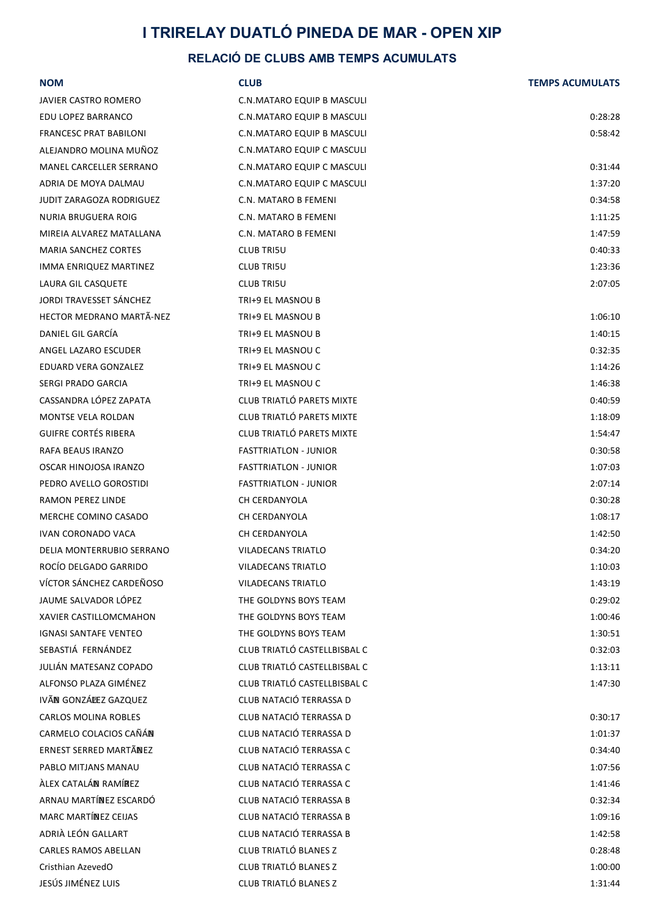# I TRIRELAY DUATLÓ PINEDA DE MAR - OPEN XIP

## RELACIÓ DE CLUBS AMB TEMPS ACUMULATS

| NOM | CLUB | TEMPS ACUMULATS |
|---|---|---|
| JAVIER CASTRO ROMERO | C.N.MATARO EQUIP B MASCULI | |
| EDU LOPEZ BARRANCO | C.N.MATARO EQUIP B MASCULI | 0:28:28 |
| FRANCESC PRAT BABILONI | C.N.MATARO EQUIP B MASCULI | 0:58:42 |
| ALEJANDRO MOLINA MUÑOZ | C.N.MATARO EQUIP C MASCULI | |
| MANEL CARCELLER SERRANO | C.N.MATARO EQUIP C MASCULI | 0:31:44 |
| ADRIA DE MOYA DALMAU | C.N.MATARO EQUIP C MASCULI | 1:37:20 |
| JUDIT ZARAGOZA RODRIGUEZ | C.N. MATARO B FEMENI | 0:34:58 |
| NURIA BRUGUERA ROIG | C.N. MATARO B FEMENI | 1:11:25 |
| MIREIA ALVAREZ MATALLANA | C.N. MATARO B FEMENI | 1:47:59 |
| MARIA SANCHEZ CORTES | CLUB TRI5U | 0:40:33 |
| IMMA ENRIQUEZ MARTINEZ | CLUB TRI5U | 1:23:36 |
| LAURA GIL CASQUETE | CLUB TRI5U | 2:07:05 |
| JORDI TRAVESSET SÁNCHEZ | TRI+9 EL MASNOU B | |
| HECTOR MEDRANO MARTÃ-NEZ | TRI+9 EL MASNOU B | 1:06:10 |
| DANIEL GIL GARCÍA | TRI+9 EL MASNOU B | 1:40:15 |
| ANGEL LAZARO ESCUDER | TRI+9 EL MASNOU C | 0:32:35 |
| EDUARD VERA GONZALEZ | TRI+9 EL MASNOU C | 1:14:26 |
| SERGI PRADO GARCIA | TRI+9 EL MASNOU C | 1:46:38 |
| CASSANDRA LÓPEZ ZAPATA | CLUB TRIATLÓ PARETS MIXTE | 0:40:59 |
| MONTSE VELA ROLDAN | CLUB TRIATLÓ PARETS MIXTE | 1:18:09 |
| GUIFRE CORTÉS RIBERA | CLUB TRIATLÓ PARETS MIXTE | 1:54:47 |
| RAFA BEAUS IRANZO | FASTTRIATLON - JUNIOR | 0:30:58 |
| OSCAR HINOJOSA IRANZO | FASTTRIATLON - JUNIOR | 1:07:03 |
| PEDRO AVELLO GOROSTIDI | FASTTRIATLON - JUNIOR | 2:07:14 |
| RAMON PEREZ LINDE | CH CERDANYOLA | 0:30:28 |
| MERCHE COMINO CASADO | CH CERDANYOLA | 1:08:17 |
| IVAN CORONADO VACA | CH CERDANYOLA | 1:42:50 |
| DELIA MONTERRUBIO SERRANO | VILADECANS TRIATLO | 0:34:20 |
| ROCÍO DELGADO GARRIDO | VILADECANS TRIATLO | 1:10:03 |
| VÍCTOR SÁNCHEZ CARDEÑOSO | VILADECANS TRIATLO | 1:43:19 |
| JAUME SALVADOR LÓPEZ | THE GOLDYNS BOYS TEAM | 0:29:02 |
| XAVIER CASTILLOMCMAHON | THE GOLDYNS BOYS TEAM | 1:00:46 |
| IGNASI SANTAFE VENTEO | THE GOLDYNS BOYS TEAM | 1:30:51 |
| SEBASTIÁ FERNÁNDEZ | CLUB TRIATLÓ CASTELLBISBAL C | 0:32:03 |
| JULIÁN MATESANZ COPADO | CLUB TRIATLÓ CASTELLBISBAL C | 1:13:11 |
| ALFONSO PLAZA GIMÉNEZ | CLUB TRIATLÓ CASTELLBISBAL C | 1:47:30 |
| IVÃN GONZÃLEZ GAZQUEZ | CLUB NATACIÓ TERRASSA D | |
| CARLOS MOLINA ROBLES | CLUB NATACIÓ TERRASSA D | 0:30:17 |
| CARMELO COLACIOS CAÑÃN | CLUB NATACIÓ TERRASSA D | 1:01:37 |
| ERNEST SERRED MARTÃNEZ | CLUB NATACIÓ TERRASSA C | 0:34:40 |
| PABLO MITJANS MANAU | CLUB NATACIÓ TERRASSA C | 1:07:56 |
| ÀLEX CATALÃN RAMÍREZ | CLUB NATACIÓ TERRASSA C | 1:41:46 |
| ARNAU MARTÍNEZ ESCARDÓ | CLUB NATACIÓ TERRASSA B | 0:32:34 |
| MARC MARTÍNEZ CEIJAS | CLUB NATACIÓ TERRASSA B | 1:09:16 |
| ADRIÀ LEÓN GALLART | CLUB NATACIÓ TERRASSA B | 1:42:58 |
| CARLES RAMOS ABELLAN | CLUB TRIATLÓ BLANES Z | 0:28:48 |
| Cristhian AzevedO | CLUB TRIATLÓ BLANES Z | 1:00:00 |
| JESÚS JIMÉNEZ LUIS | CLUB TRIATLÓ BLANES Z | 1:31:44 |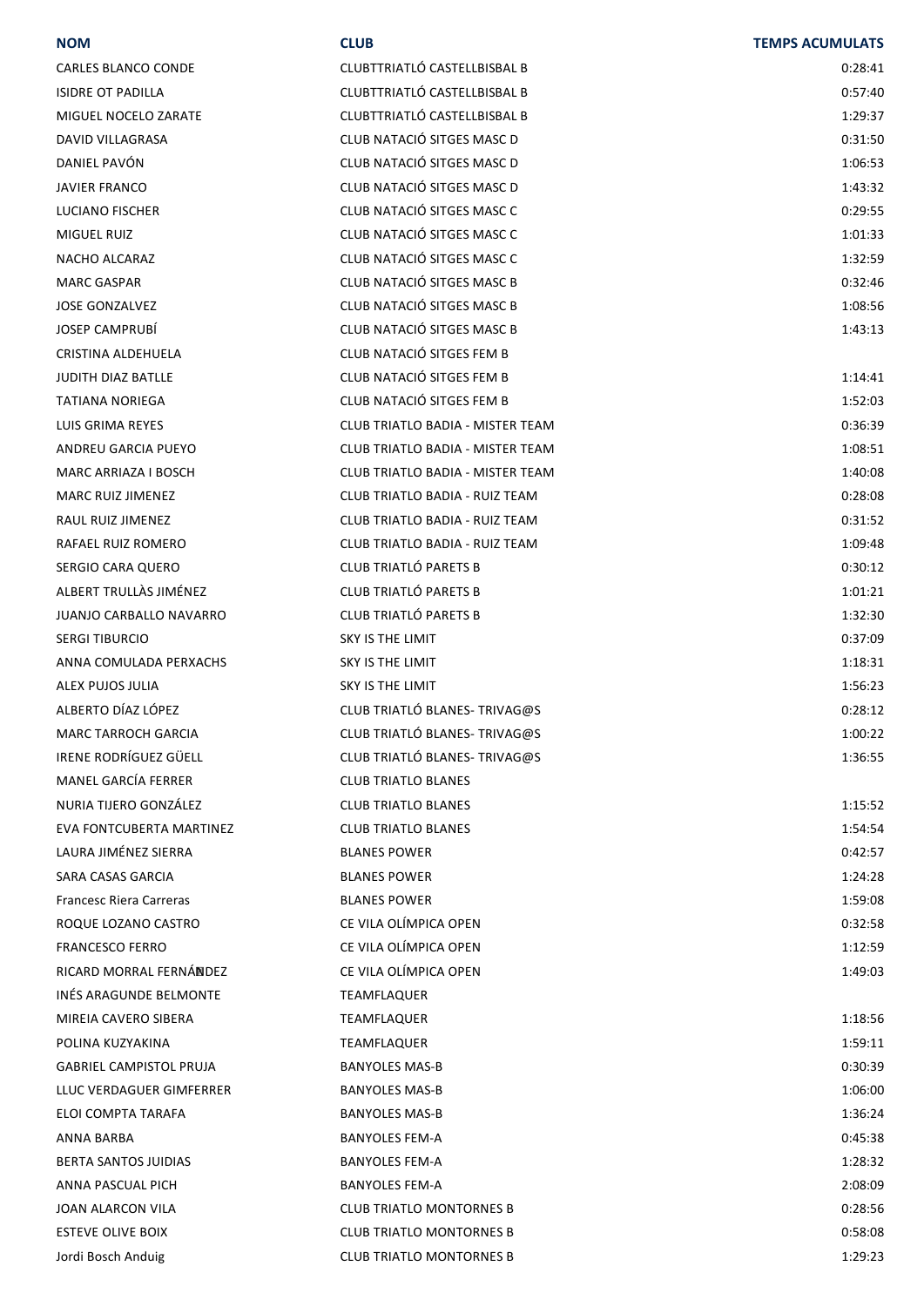| NOM | CLUB | TEMPS ACUMULATS |
| --- | --- | --- |
| CARLES BLANCO CONDE | CLUBTTRIATLÓ CASTELLBISBAL B | 0:28:41 |
| ISIDRE OT PADILLA | CLUBTTRIATLÓ CASTELLBISBAL B | 0:57:40 |
| MIGUEL NOCELO ZARATE | CLUBTTRIATLÓ CASTELLBISBAL B | 1:29:37 |
| DAVID VILLAGRASA | CLUB NATACIÓ SITGES MASC D | 0:31:50 |
| DANIEL PAVÓN | CLUB NATACIÓ SITGES MASC D | 1:06:53 |
| JAVIER FRANCO | CLUB NATACIÓ SITGES MASC D | 1:43:32 |
| LUCIANO FISCHER | CLUB NATACIÓ SITGES MASC C | 0:29:55 |
| MIGUEL RUIZ | CLUB NATACIÓ SITGES MASC C | 1:01:33 |
| NACHO ALCARAZ | CLUB NATACIÓ SITGES MASC C | 1:32:59 |
| MARC GASPAR | CLUB NATACIÓ SITGES MASC B | 0:32:46 |
| JOSE GONZALVEZ | CLUB NATACIÓ SITGES MASC B | 1:08:56 |
| JOSEP CAMPRUBÍ | CLUB NATACIÓ SITGES MASC B | 1:43:13 |
| CRISTINA ALDEHUELA | CLUB NATACIÓ SITGES FEM B | |
| JUDITH DIAZ BATLLE | CLUB NATACIÓ SITGES FEM B | 1:14:41 |
| TATIANA NORIEGA | CLUB NATACIÓ SITGES FEM B | 1:52:03 |
| LUIS GRIMA REYES | CLUB TRIATLO BADIA - MISTER TEAM | 0:36:39 |
| ANDREU GARCIA PUEYO | CLUB TRIATLO BADIA - MISTER TEAM | 1:08:51 |
| MARC ARRIAZA I BOSCH | CLUB TRIATLO BADIA - MISTER TEAM | 1:40:08 |
| MARC RUIZ JIMENEZ | CLUB TRIATLO BADIA - RUIZ TEAM | 0:28:08 |
| RAUL RUIZ JIMENEZ | CLUB TRIATLO BADIA - RUIZ TEAM | 0:31:52 |
| RAFAEL RUIZ ROMERO | CLUB TRIATLO BADIA - RUIZ TEAM | 1:09:48 |
| SERGIO CARA QUERO | CLUB TRIATLÓ PARETS B | 0:30:12 |
| ALBERT TRULLÀS JIMÉNEZ | CLUB TRIATLÓ PARETS B | 1:01:21 |
| JUANJO CARBALLO NAVARRO | CLUB TRIATLÓ PARETS B | 1:32:30 |
| SERGI TIBURCIO | SKY IS THE LIMIT | 0:37:09 |
| ANNA COMULADA PERXACHS | SKY IS THE LIMIT | 1:18:31 |
| ALEX PUJOS JULIA | SKY IS THE LIMIT | 1:56:23 |
| ALBERTO DÍAZ LÓPEZ | CLUB TRIATLÓ BLANES- TRIVAG@S | 0:28:12 |
| MARC TARROCH GARCIA | CLUB TRIATLÓ BLANES- TRIVAG@S | 1:00:22 |
| IRENE RODRÍGUEZ GÜELL | CLUB TRIATLÓ BLANES- TRIVAG@S | 1:36:55 |
| MANEL GARCÍA FERRER | CLUB TRIATLO BLANES | |
| NURIA TIJERO GONZÁLEZ | CLUB TRIATLO BLANES | 1:15:52 |
| EVA FONTCUBERTA MARTINEZ | CLUB TRIATLO BLANES | 1:54:54 |
| LAURA JIMÉNEZ SIERRA | BLANES POWER | 0:42:57 |
| SARA CASAS GARCIA | BLANES POWER | 1:24:28 |
| Francesc Riera Carreras | BLANES POWER | 1:59:08 |
| ROQUE LOZANO CASTRO | CE VILA OLÍMPICA OPEN | 0:32:58 |
| FRANCESCO FERRO | CE VILA OLÍMPICA OPEN | 1:12:59 |
| RICARD MORRAL FERNÁNDEZ | CE VILA OLÍMPICA OPEN | 1:49:03 |
| INÉS ARAGUNDE BELMONTE | TEAMFLAQUER | |
| MIREIA CAVERO SIBERA | TEAMFLAQUER | 1:18:56 |
| POLINA KUZYAKINA | TEAMFLAQUER | 1:59:11 |
| GABRIEL CAMPISTOL PRUJA | BANYOLES MAS-B | 0:30:39 |
| LLUC VERDAGUER GIMFERRER | BANYOLES MAS-B | 1:06:00 |
| ELOI COMPTA TARAFA | BANYOLES MAS-B | 1:36:24 |
| ANNA BARBA | BANYOLES FEM-A | 0:45:38 |
| BERTA SANTOS JUIDIAS | BANYOLES FEM-A | 1:28:32 |
| ANNA PASCUAL PICH | BANYOLES FEM-A | 2:08:09 |
| JOAN ALARCON VILA | CLUB TRIATLO MONTORNES B | 0:28:56 |
| ESTEVE OLIVE BOIX | CLUB TRIATLO MONTORNES B | 0:58:08 |
| Jordi Bosch Anduig | CLUB TRIATLO MONTORNES B | 1:29:23 |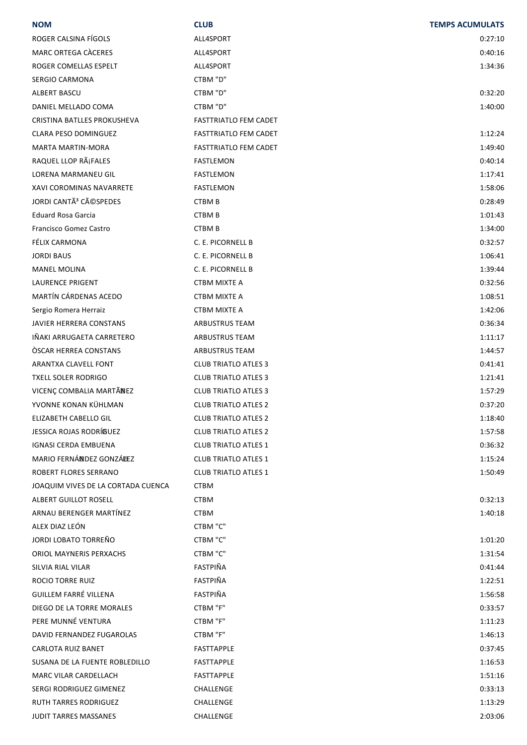| NOM | CLUB | TEMPS ACUMULATS |
|---|---|---|
| ROGER CALSINA FÍGOLS | ALL4SPORT | 0:27:10 |
| MARC ORTEGA CÀCERES | ALL4SPORT | 0:40:16 |
| ROGER COMELLAS ESPELT | ALL4SPORT | 1:34:36 |
| SERGIO CARMONA | CTBM "D" | |
| ALBERT BASCU | CTBM "D" | 0:32:20 |
| DANIEL MELLADO COMA | CTBM "D" | 1:40:00 |
| CRISTINA BATLLES PROKUSHEVA | FASTTRIATLO FEM CADET | |
| CLARA PESO DOMINGUEZ | FASTTRIATLO FEM CADET | 1:12:24 |
| MARTA MARTIN-MORA | FASTTRIATLO FEM CADET | 1:49:40 |
| RAQUEL LLOP RÃ¡FALES | FASTLEMON | 0:40:14 |
| LORENA MARMANEU GIL | FASTLEMON | 1:17:41 |
| XAVI COROMINAS NAVARRETE | FASTLEMON | 1:58:06 |
| JORDI CANTÃ³ CÃ©SPEDES | CTBM B | 0:28:49 |
| Eduard Rosa Garcia | CTBM B | 1:01:43 |
| Francisco Gomez Castro | CTBM B | 1:34:00 |
| FÉLIX CARMONA | C. E. PICORNELL B | 0:32:57 |
| JORDI BAUS | C. E. PICORNELL B | 1:06:41 |
| MANEL MOLINA | C. E. PICORNELL B | 1:39:44 |
| LAURENCE PRIGENT | CTBM MIXTE A | 0:32:56 |
| MARTÍN CÁRDENAS ACEDO | CTBM MIXTE A | 1:08:51 |
| Sergio Romera Herraiz | CTBM MIXTE A | 1:42:06 |
| JAVIER HERRERA CONSTANS | ARBUSTRUS TEAM | 0:36:34 |
| IÑAKI ARRUGAETA CARRETERO | ARBUSTRUS TEAM | 1:11:17 |
| ÒSCAR HERREA CONSTANS | ARBUSTRUS TEAM | 1:44:57 |
| ARANTXA CLAVELL FONT | CLUB TRIATLO ATLES 3 | 0:41:41 |
| TXELL SOLER RODRIGO | CLUB TRIATLO ATLES 3 | 1:21:41 |
| VICENÇ COMBALIA MARTÃNEZ | CLUB TRIATLO ATLES 3 | 1:57:29 |
| YVONNE KONAN KÜHLMAN | CLUB TRIATLO ATLES 2 | 0:37:20 |
| ELIZABETH CABELLO GIL | CLUB TRIATLO ATLES 2 | 1:18:40 |
| JESSICA ROJAS RODRÍGUEZ | CLUB TRIATLO ATLES 2 | 1:57:58 |
| IGNASI CERDA EMBUENA | CLUB TRIATLO ATLES 1 | 0:36:32 |
| MARIO FERNÁNDEZ GONZÁLEZ | CLUB TRIATLO ATLES 1 | 1:15:24 |
| ROBERT FLORES SERRANO | CLUB TRIATLO ATLES 1 | 1:50:49 |
| JOAQUIM VIVES DE LA CORTADA CUENCA | CTBM | |
| ALBERT GUILLOT ROSELL | CTBM | 0:32:13 |
| ARNAU BERENGER MARTÍNEZ | CTBM | 1:40:18 |
| ALEX DIAZ LEÓN | CTBM "C" | |
| JORDI LOBATO TORREÑO | CTBM "C" | 1:01:20 |
| ORIOL MAYNERIS PERXACHS | CTBM "C" | 1:31:54 |
| SILVIA RIAL VILAR | FASTPIÑA | 0:41:44 |
| ROCIO TORRE RUIZ | FASTPIÑA | 1:22:51 |
| GUILLEM FARRÉ VILLENA | FASTPIÑA | 1:56:58 |
| DIEGO DE LA TORRE MORALES | CTBM "F" | 0:33:57 |
| PERE MUNNÉ VENTURA | CTBM "F" | 1:11:23 |
| DAVID FERNANDEZ FUGAROLAS | CTBM "F" | 1:46:13 |
| CARLOTA RUIZ BANET | FASTTAPPLE | 0:37:45 |
| SUSANA DE LA FUENTE ROBLEDILLO | FASTTAPPLE | 1:16:53 |
| MARC VILAR CARDELLACH | FASTTAPPLE | 1:51:16 |
| SERGI RODRIGUEZ GIMENEZ | CHALLENGE | 0:33:13 |
| RUTH TARRES RODRIGUEZ | CHALLENGE | 1:13:29 |
| JUDIT TARRES MASSANES | CHALLENGE | 2:03:06 |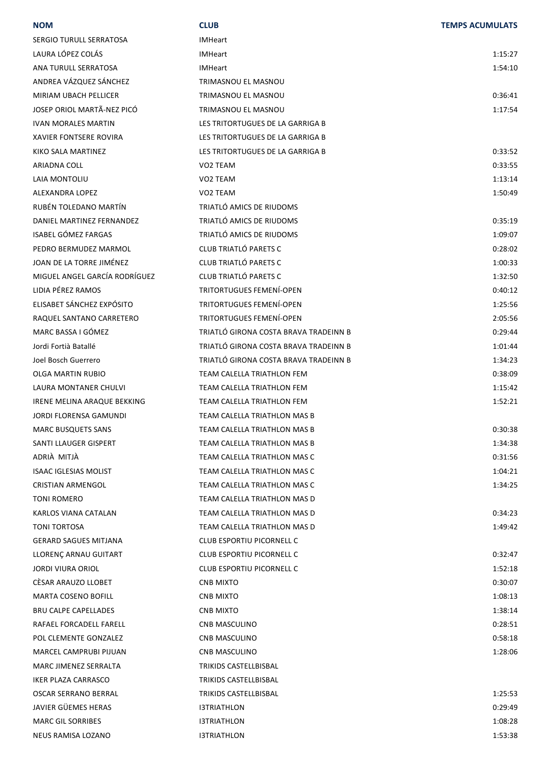| NOM | CLUB | TEMPS ACUMULATS |
|---|---|---|
| SERGIO TURULL SERRATOSA | IMHeart | |
| LAURA LÓPEZ COLÁS | IMHeart | 1:15:27 |
| ANA TURULL SERRATOSA | IMHeart | 1:54:10 |
| ANDREA VÁZQUEZ SÁNCHEZ | TRIMASNOU EL MASNOU | |
| MIRIAM UBACH PELLICER | TRIMASNOU EL MASNOU | 0:36:41 |
| JOSEP ORIOL MARTÃ-NEZ PICÓ | TRIMASNOU EL MASNOU | 1:17:54 |
| IVAN MORALES MARTIN | LES TRITORTUGUES DE LA GARRIGA B | |
| XAVIER FONTSERE ROVIRA | LES TRITORTUGUES DE LA GARRIGA B | |
| KIKO SALA MARTINEZ | LES TRITORTUGUES DE LA GARRIGA B | 0:33:52 |
| ARIADNA COLL | VO2 TEAM | 0:33:55 |
| LAIA MONTOLIU | VO2 TEAM | 1:13:14 |
| ALEXANDRA LOPEZ | VO2 TEAM | 1:50:49 |
| RUBÉN TOLEDANO MARTÍN | TRIATLÓ AMICS DE RIUDOMS | |
| DANIEL MARTINEZ FERNANDEZ | TRIATLÓ AMICS DE RIUDOMS | 0:35:19 |
| ISABEL GÓMEZ FARGAS | TRIATLÓ AMICS DE RIUDOMS | 1:09:07 |
| PEDRO BERMUDEZ MARMOL | CLUB TRIATLÓ PARETS C | 0:28:02 |
| JOAN DE LA TORRE JIMÉNEZ | CLUB TRIATLÓ PARETS C | 1:00:33 |
| MIGUEL ANGEL GARCÍA RODRÍGUEZ | CLUB TRIATLÓ PARETS C | 1:32:50 |
| LIDIA PÉREZ RAMOS | TRITORTUGUES FEMENÍ-OPEN | 0:40:12 |
| ELISABET SÁNCHEZ EXPÓSITO | TRITORTUGUES FEMENÍ-OPEN | 1:25:56 |
| RAQUEL SANTANO CARRETERO | TRITORTUGUES FEMENÍ-OPEN | 2:05:56 |
| MARC BASSA I GÓMEZ | TRIATLÓ GIRONA COSTA BRAVA TRADEINN B | 0:29:44 |
| Jordi Fortià Batallé | TRIATLÓ GIRONA COSTA BRAVA TRADEINN B | 1:01:44 |
| Joel Bosch Guerrero | TRIATLÓ GIRONA COSTA BRAVA TRADEINN B | 1:34:23 |
| OLGA MARTIN RUBIO | TEAM CALELLA TRIATHLON FEM | 0:38:09 |
| LAURA MONTANER CHULVI | TEAM CALELLA TRIATHLON FEM | 1:15:42 |
| IRENE MELINA ARAQUE BEKKING | TEAM CALELLA TRIATHLON FEM | 1:52:21 |
| JORDI FLORENSA GAMUNDI | TEAM CALELLA TRIATHLON MAS B | |
| MARC BUSQUETS SANS | TEAM CALELLA TRIATHLON MAS B | 0:30:38 |
| SANTI LLAUGER GISPERT | TEAM CALELLA TRIATHLON MAS B | 1:34:38 |
| ADRIÀ MITJÀ | TEAM CALELLA TRIATHLON MAS C | 0:31:56 |
| ISAAC IGLESIAS MOLIST | TEAM CALELLA TRIATHLON MAS C | 1:04:21 |
| CRISTIAN ARMENGOL | TEAM CALELLA TRIATHLON MAS C | 1:34:25 |
| TONI ROMERO | TEAM CALELLA TRIATHLON MAS D | |
| KARLOS VIANA CATALAN | TEAM CALELLA TRIATHLON MAS D | 0:34:23 |
| TONI TORTOSA | TEAM CALELLA TRIATHLON MAS D | 1:49:42 |
| GERARD SAGUES MITJANA | CLUB ESPORTIU PICORNELL C | |
| LLORENÇ ARNAU GUITART | CLUB ESPORTIU PICORNELL C | 0:32:47 |
| JORDI VIURA ORIOL | CLUB ESPORTIU PICORNELL C | 1:52:18 |
| CÈSAR ARAUZO LLOBET | CNB MIXTO | 0:30:07 |
| MARTA COSENO BOFILL | CNB MIXTO | 1:08:13 |
| BRU CALPE CAPELLADES | CNB MIXTO | 1:38:14 |
| RAFAEL FORCADELL FARELL | CNB MASCULINO | 0:28:51 |
| POL CLEMENTE GONZALEZ | CNB MASCULINO | 0:58:18 |
| MARCEL CAMPRUBI PIJUAN | CNB MASCULINO | 1:28:06 |
| MARC JIMENEZ SERRALTA | TRIKIDS CASTELLBISBAL | |
| IKER PLAZA CARRASCO | TRIKIDS CASTELLBISBAL | |
| OSCAR SERRANO BERRAL | TRIKIDS CASTELLBISBAL | 1:25:53 |
| JAVIER GÜEMES HERAS | I3TRIATHLON | 0:29:49 |
| MARC GIL SORRIBES | I3TRIATHLON | 1:08:28 |
| NEUS RAMISA LOZANO | I3TRIATHLON | 1:53:38 |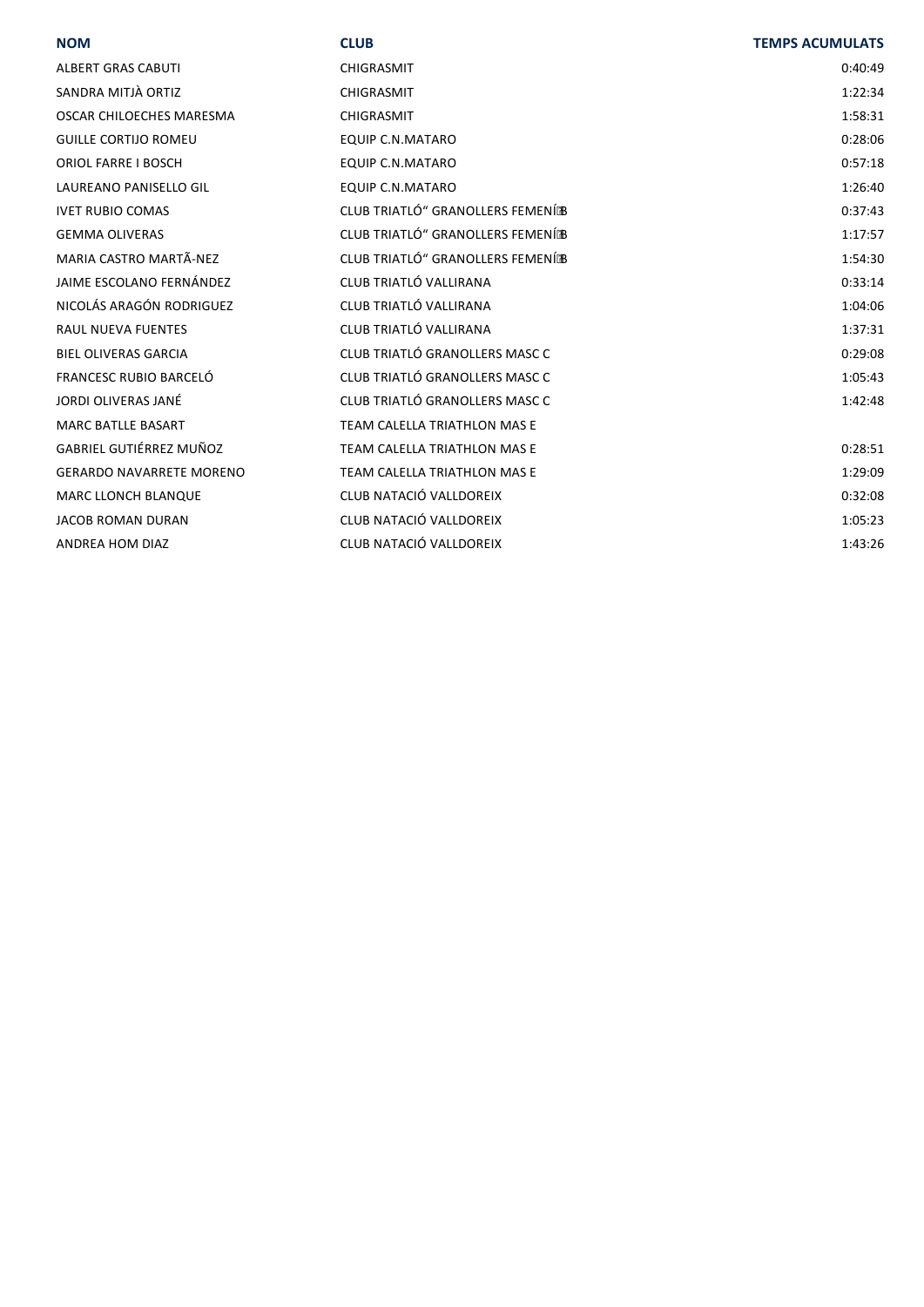| NOM | CLUB | TEMPS ACUMULATS |
|---|---|---|
| ALBERT GRAS CABUTI | CHIGRASMIT | 0:40:49 |
| SANDRA MITJÀ ORTIZ | CHIGRASMIT | 1:22:34 |
| OSCAR CHILOECHES MARESMA | CHIGRASMIT | 1:58:31 |
| GUILLE CORTIJO ROMEU | EQUIP C.N.MATARO | 0:28:06 |
| ORIOL FARRE I BOSCH | EQUIP C.N.MATARO | 0:57:18 |
| LAUREANO PANISELLO GIL | EQUIP C.N.MATARO | 1:26:40 |
| IVET RUBIO COMAS | CLUB TRIATLÓ“ GRANOLLERS FEMENÍB | 0:37:43 |
| GEMMA OLIVERAS | CLUB TRIATLÓ“ GRANOLLERS FEMENÍB | 1:17:57 |
| MARIA CASTRO MARTÃ-NEZ | CLUB TRIATLÓ“ GRANOLLERS FEMENÍB | 1:54:30 |
| JAIME ESCOLANO FERNÁNDEZ | CLUB TRIATLÓ VALLIRANA | 0:33:14 |
| NICOLÁS ARAGÓN RODRIGUEZ | CLUB TRIATLÓ VALLIRANA | 1:04:06 |
| RAUL NUEVA FUENTES | CLUB TRIATLÓ VALLIRANA | 1:37:31 |
| BIEL OLIVERAS GARCIA | CLUB TRIATLÓ GRANOLLERS MASC C | 0:29:08 |
| FRANCESC RUBIO BARCELÓ | CLUB TRIATLÓ GRANOLLERS MASC C | 1:05:43 |
| JORDI OLIVERAS JANÉ | CLUB TRIATLÓ GRANOLLERS MASC C | 1:42:48 |
| MARC BATLLE BASART | TEAM CALELLA TRIATHLON MAS E | |
| GABRIEL GUTIÉRREZ MUÑOZ | TEAM CALELLA TRIATHLON MAS E | 0:28:51 |
| GERARDO NAVARRETE MORENO | TEAM CALELLA TRIATHLON MAS E | 1:29:09 |
| MARC LLONCH BLANQUE | CLUB NATACIÓ VALLDOREIX | 0:32:08 |
| JACOB ROMAN DURAN | CLUB NATACIÓ VALLDOREIX | 1:05:23 |
| ANDREA HOM DIAZ | CLUB NATACIÓ VALLDOREIX | 1:43:26 |